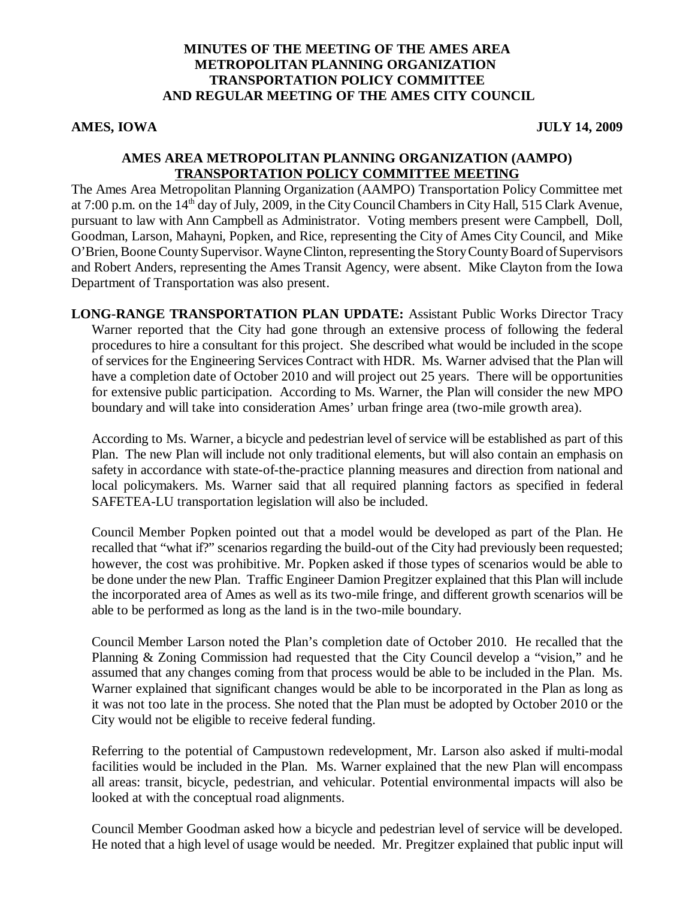# MINUTES OF THE MEETING OF THE AMES AREA METROPOLITAN PLANNING ORGANIZATION TRANSPORTATION POLICY COMMITTEE AND REGULAR MEETING OF THE AMES CITY COUNCIL

**AMES, IOWA** **JULY 14, 2009**

## AMES AREA METROPOLITAN PLANNING ORGANIZATION (AAMPO) TRANSPORTATION POLICY COMMITTEE MEETING

The Ames Area Metropolitan Planning Organization (AAMPO) Transportation Policy Committee met at 7:00 p.m. on the 14th day of July, 2009, in the City Council Chambers in City Hall, 515 Clark Avenue, pursuant to law with Ann Campbell as Administrator. Voting members present were Campbell, Doll, Goodman, Larson, Mahayni, Popken, and Rice, representing the City of Ames City Council, and Mike O'Brien, Boone County Supervisor. Wayne Clinton, representing the Story County Board of Supervisors and Robert Anders, representing the Ames Transit Agency, were absent. Mike Clayton from the Iowa Department of Transportation was also present.

**LONG-RANGE TRANSPORTATION PLAN UPDATE:** Assistant Public Works Director Tracy Warner reported that the City had gone through an extensive process of following the federal procedures to hire a consultant for this project. She described what would be included in the scope of services for the Engineering Services Contract with HDR. Ms. Warner advised that the Plan will have a completion date of October 2010 and will project out 25 years. There will be opportunities for extensive public participation. According to Ms. Warner, the Plan will consider the new MPO boundary and will take into consideration Ames' urban fringe area (two-mile growth area).

According to Ms. Warner, a bicycle and pedestrian level of service will be established as part of this Plan. The new Plan will include not only traditional elements, but will also contain an emphasis on safety in accordance with state-of-the-practice planning measures and direction from national and local policymakers. Ms. Warner said that all required planning factors as specified in federal SAFETEA-LU transportation legislation will also be included.

Council Member Popken pointed out that a model would be developed as part of the Plan. He recalled that "what if?" scenarios regarding the build-out of the City had previously been requested; however, the cost was prohibitive. Mr. Popken asked if those types of scenarios would be able to be done under the new Plan. Traffic Engineer Damion Pregitzer explained that this Plan will include the incorporated area of Ames as well as its two-mile fringe, and different growth scenarios will be able to be performed as long as the land is in the two-mile boundary.

Council Member Larson noted the Plan's completion date of October 2010. He recalled that the Planning & Zoning Commission had requested that the City Council develop a "vision," and he assumed that any changes coming from that process would be able to be included in the Plan. Ms. Warner explained that significant changes would be able to be incorporated in the Plan as long as it was not too late in the process. She noted that the Plan must be adopted by October 2010 or the City would not be eligible to receive federal funding.

Referring to the potential of Campustown redevelopment, Mr. Larson also asked if multi-modal facilities would be included in the Plan. Ms. Warner explained that the new Plan will encompass all areas: transit, bicycle, pedestrian, and vehicular. Potential environmental impacts will also be looked at with the conceptual road alignments.

Council Member Goodman asked how a bicycle and pedestrian level of service will be developed. He noted that a high level of usage would be needed. Mr. Pregitzer explained that public input will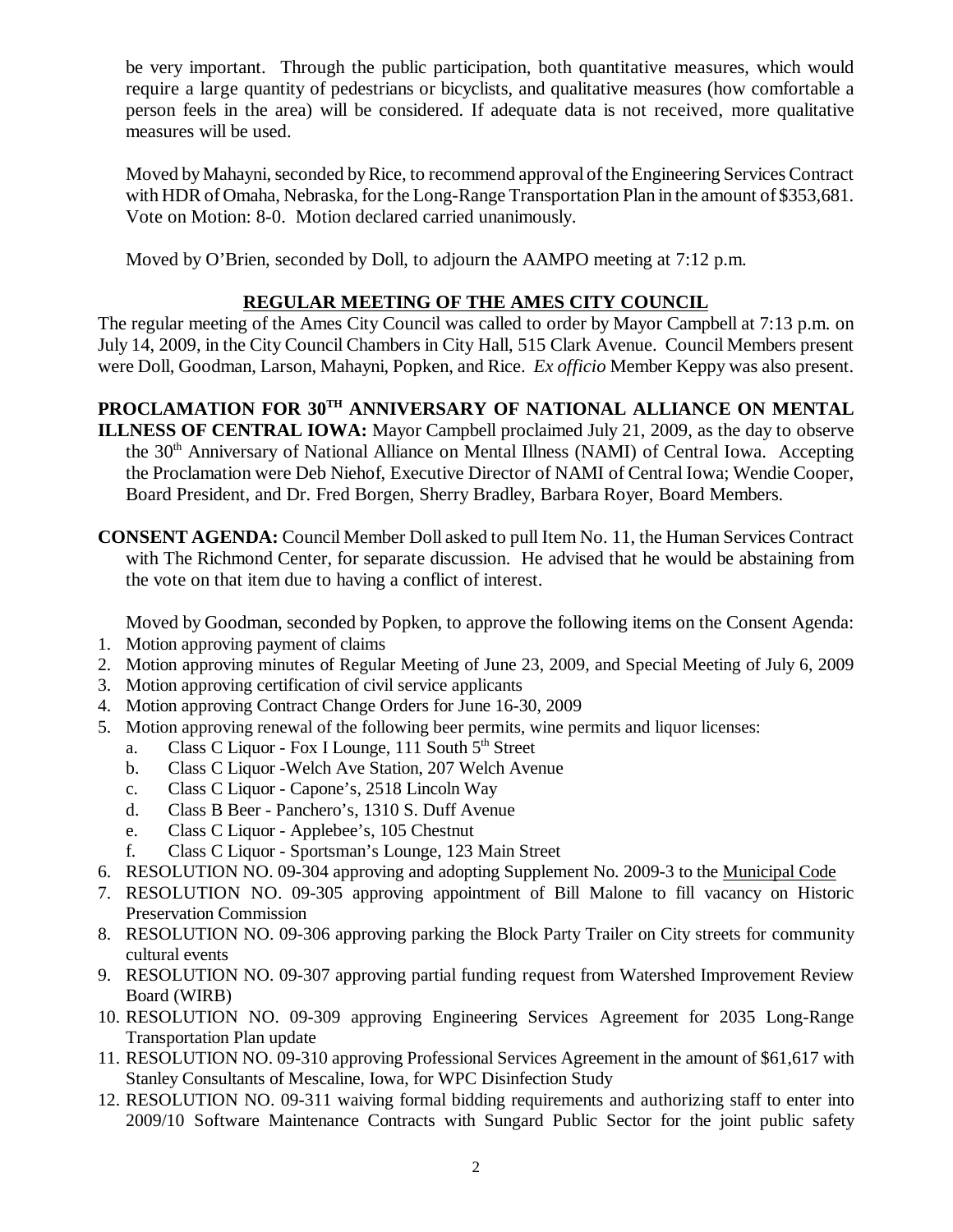be very important. Through the public participation, both quantitative measures, which would require a large quantity of pedestrians or bicyclists, and qualitative measures (how comfortable a person feels in the area) will be considered. If adequate data is not received, more qualitative measures will be used.

Moved by Mahayni, seconded by Rice, to recommend approval of the Engineering Services Contract with HDR of Omaha, Nebraska, for the Long-Range Transportation Plan in the amount of $353,681. Vote on Motion: 8-0. Motion declared carried unanimously.

Moved by O'Brien, seconded by Doll, to adjourn the AAMPO meeting at 7:12 p.m.

## REGULAR MEETING OF THE AMES CITY COUNCIL

The regular meeting of the Ames City Council was called to order by Mayor Campbell at 7:13 p.m. on July 14, 2009, in the City Council Chambers in City Hall, 515 Clark Avenue. Council Members present were Doll, Goodman, Larson, Mahayni, Popken, and Rice. *Ex officio* Member Keppy was also present.

**PROCLAMATION FOR 30TH ANNIVERSARY OF NATIONAL ALLIANCE ON MENTAL ILLNESS OF CENTRAL IOWA:** Mayor Campbell proclaimed July 21, 2009, as the day to observe the 30th Anniversary of National Alliance on Mental Illness (NAMI) of Central Iowa. Accepting the Proclamation were Deb Niehof, Executive Director of NAMI of Central Iowa; Wendie Cooper, Board President, and Dr. Fred Borgen, Sherry Bradley, Barbara Royer, Board Members.

**CONSENT AGENDA:** Council Member Doll asked to pull Item No. 11, the Human Services Contract with The Richmond Center, for separate discussion. He advised that he would be abstaining from the vote on that item due to having a conflict of interest.

Moved by Goodman, seconded by Popken, to approve the following items on the Consent Agenda:

1. Motion approving payment of claims
2. Motion approving minutes of Regular Meeting of June 23, 2009, and Special Meeting of July 6, 2009
3. Motion approving certification of civil service applicants
4. Motion approving Contract Change Orders for June 16-30, 2009
5. Motion approving renewal of the following beer permits, wine permits and liquor licenses:
   a. Class C Liquor - Fox I Lounge, 111 South 5th Street
   b. Class C Liquor -Welch Ave Station, 207 Welch Avenue
   c. Class C Liquor - Capone's, 2518 Lincoln Way
   d. Class B Beer - Panchero's, 1310 S. Duff Avenue
   e. Class C Liquor - Applebee's, 105 Chestnut
   f. Class C Liquor - Sportsman's Lounge, 123 Main Street
6. RESOLUTION NO. 09-304 approving and adopting Supplement No. 2009-3 to the Municipal Code
7. RESOLUTION NO. 09-305 approving appointment of Bill Malone to fill vacancy on Historic Preservation Commission
8. RESOLUTION NO. 09-306 approving parking the Block Party Trailer on City streets for community cultural events
9. RESOLUTION NO. 09-307 approving partial funding request from Watershed Improvement Review Board (WIRB)
10. RESOLUTION NO. 09-309 approving Engineering Services Agreement for 2035 Long-Range Transportation Plan update
11. RESOLUTION NO. 09-310 approving Professional Services Agreement in the amount of $61,617 with Stanley Consultants of Mescaline, Iowa, for WPC Disinfection Study
12. RESOLUTION NO. 09-311 waiving formal bidding requirements and authorizing staff to enter into 2009/10 Software Maintenance Contracts with Sungard Public Sector for the joint public safety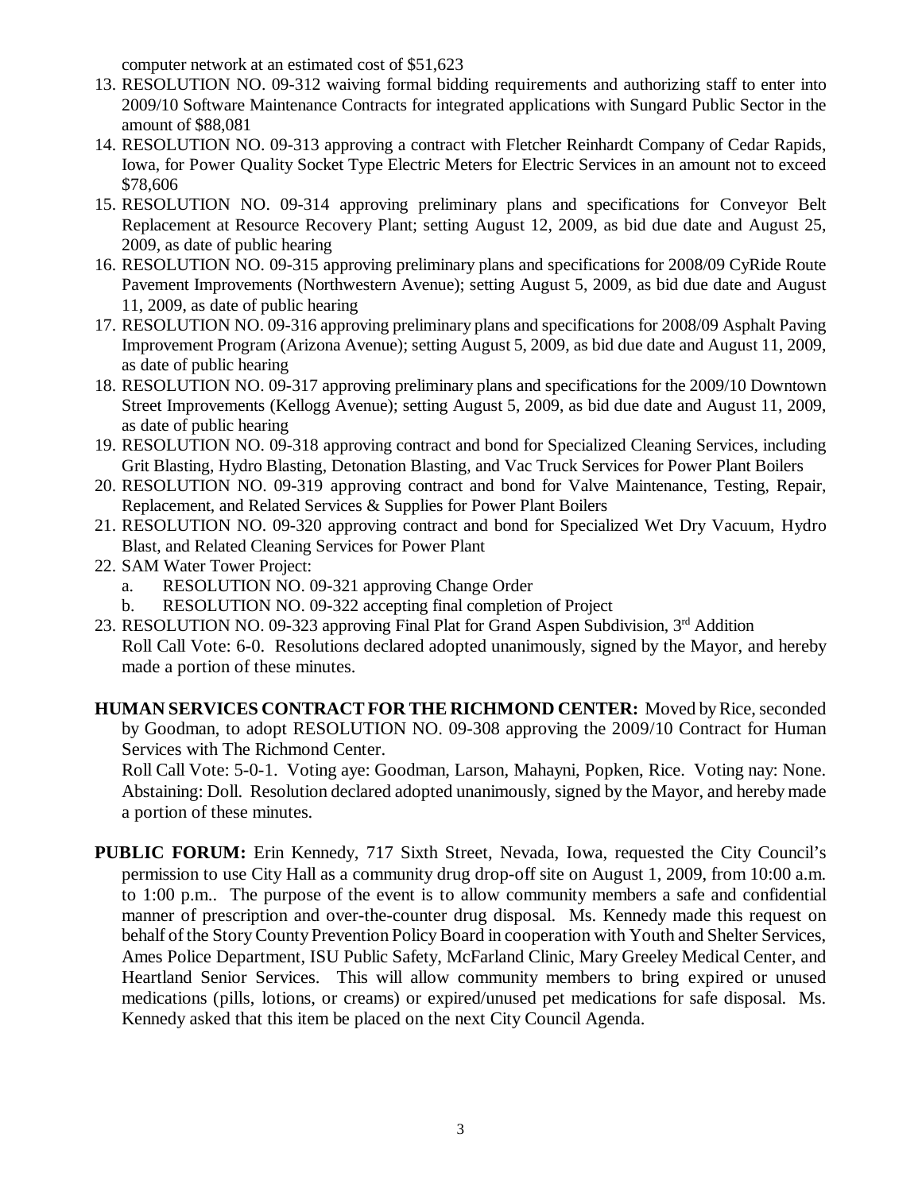computer network at an estimated cost of $51,623

13. RESOLUTION NO. 09-312 waiving formal bidding requirements and authorizing staff to enter into 2009/10 Software Maintenance Contracts for integrated applications with Sungard Public Sector in the amount of $88,081
14. RESOLUTION NO. 09-313 approving a contract with Fletcher Reinhardt Company of Cedar Rapids, Iowa, for Power Quality Socket Type Electric Meters for Electric Services in an amount not to exceed $78,606
15. RESOLUTION NO. 09-314 approving preliminary plans and specifications for Conveyor Belt Replacement at Resource Recovery Plant; setting August 12, 2009, as bid due date and August 25, 2009, as date of public hearing
16. RESOLUTION NO. 09-315 approving preliminary plans and specifications for 2008/09 CyRide Route Pavement Improvements (Northwestern Avenue); setting August 5, 2009, as bid due date and August 11, 2009, as date of public hearing
17. RESOLUTION NO. 09-316 approving preliminary plans and specifications for 2008/09 Asphalt Paving Improvement Program (Arizona Avenue); setting August 5, 2009, as bid due date and August 11, 2009, as date of public hearing
18. RESOLUTION NO. 09-317 approving preliminary plans and specifications for the 2009/10 Downtown Street Improvements (Kellogg Avenue); setting August 5, 2009, as bid due date and August 11, 2009, as date of public hearing
19. RESOLUTION NO. 09-318 approving contract and bond for Specialized Cleaning Services, including Grit Blasting, Hydro Blasting, Detonation Blasting, and Vac Truck Services for Power Plant Boilers
20. RESOLUTION NO. 09-319 approving contract and bond for Valve Maintenance, Testing, Repair, Replacement, and Related Services & Supplies for Power Plant Boilers
21. RESOLUTION NO. 09-320 approving contract and bond for Specialized Wet Dry Vacuum, Hydro Blast, and Related Cleaning Services for Power Plant
22. SAM Water Tower Project:
    a. RESOLUTION NO. 09-321 approving Change Order
    b. RESOLUTION NO. 09-322 accepting final completion of Project
23. RESOLUTION NO. 09-323 approving Final Plat for Grand Aspen Subdivision, 3rd Addition

Roll Call Vote: 6-0. Resolutions declared adopted unanimously, signed by the Mayor, and hereby made a portion of these minutes.

**HUMAN SERVICES CONTRACT FOR THE RICHMOND CENTER:** Moved by Rice, seconded by Goodman, to adopt RESOLUTION NO. 09-308 approving the 2009/10 Contract for Human Services with The Richmond Center.

Roll Call Vote: 5-0-1. Voting aye: Goodman, Larson, Mahayni, Popken, Rice. Voting nay: None. Abstaining: Doll. Resolution declared adopted unanimously, signed by the Mayor, and hereby made a portion of these minutes.

**PUBLIC FORUM:** Erin Kennedy, 717 Sixth Street, Nevada, Iowa, requested the City Council's permission to use City Hall as a community drug drop-off site on August 1, 2009, from 10:00 a.m. to 1:00 p.m.. The purpose of the event is to allow community members a safe and confidential manner of prescription and over-the-counter drug disposal. Ms. Kennedy made this request on behalf of the Story County Prevention Policy Board in cooperation with Youth and Shelter Services, Ames Police Department, ISU Public Safety, McFarland Clinic, Mary Greeley Medical Center, and Heartland Senior Services. This will allow community members to bring expired or unused medications (pills, lotions, or creams) or expired/unused pet medications for safe disposal. Ms. Kennedy asked that this item be placed on the next City Council Agenda.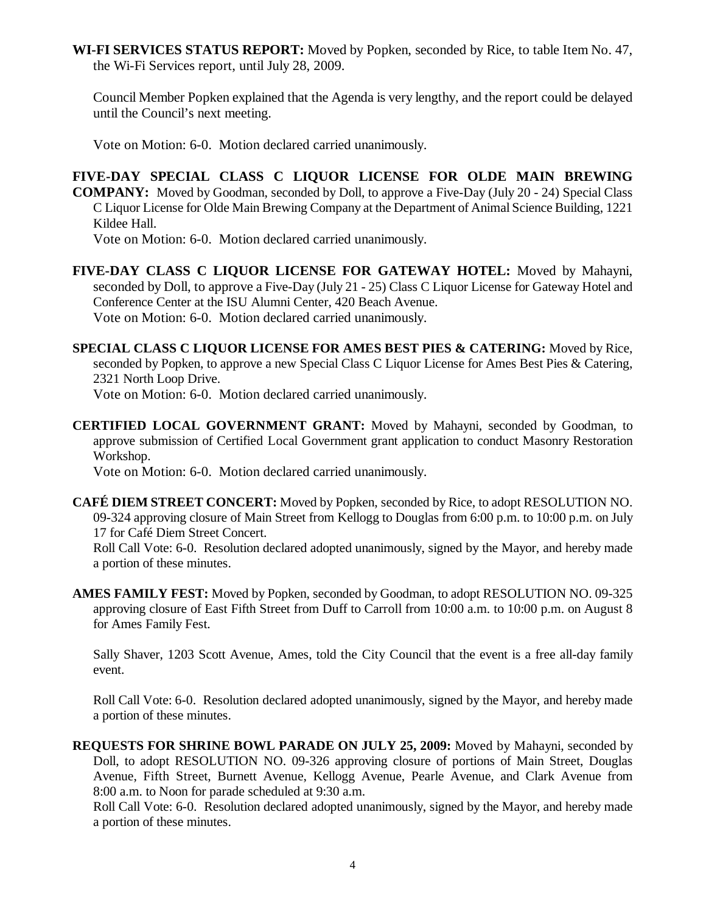**WI-FI SERVICES STATUS REPORT:** Moved by Popken, seconded by Rice, to table Item No. 47, the Wi-Fi Services report, until July 28, 2009.

Council Member Popken explained that the Agenda is very lengthy, and the report could be delayed until the Council's next meeting.

Vote on Motion: 6-0. Motion declared carried unanimously.

**FIVE-DAY SPECIAL CLASS C LIQUOR LICENSE FOR OLDE MAIN BREWING COMPANY:** Moved by Goodman, seconded by Doll, to approve a Five-Day (July 20 - 24) Special Class C Liquor License for Olde Main Brewing Company at the Department of Animal Science Building, 1221 Kildee Hall.

Vote on Motion: 6-0. Motion declared carried unanimously.

**FIVE-DAY CLASS C LIQUOR LICENSE FOR GATEWAY HOTEL:** Moved by Mahayni, seconded by Doll, to approve a Five-Day (July 21 - 25) Class C Liquor License for Gateway Hotel and Conference Center at the ISU Alumni Center, 420 Beach Avenue.

Vote on Motion: 6-0. Motion declared carried unanimously.

**SPECIAL CLASS C LIQUOR LICENSE FOR AMES BEST PIES & CATERING:** Moved by Rice, seconded by Popken, to approve a new Special Class C Liquor License for Ames Best Pies & Catering, 2321 North Loop Drive.

Vote on Motion: 6-0. Motion declared carried unanimously.

**CERTIFIED LOCAL GOVERNMENT GRANT:** Moved by Mahayni, seconded by Goodman, to approve submission of Certified Local Government grant application to conduct Masonry Restoration Workshop.

Vote on Motion: 6-0. Motion declared carried unanimously.

**CAFÉ DIEM STREET CONCERT:** Moved by Popken, seconded by Rice, to adopt RESOLUTION NO. 09-324 approving closure of Main Street from Kellogg to Douglas from 6:00 p.m. to 10:00 p.m. on July 17 for Café Diem Street Concert.

Roll Call Vote: 6-0. Resolution declared adopted unanimously, signed by the Mayor, and hereby made a portion of these minutes.

**AMES FAMILY FEST:** Moved by Popken, seconded by Goodman, to adopt RESOLUTION NO. 09-325 approving closure of East Fifth Street from Duff to Carroll from 10:00 a.m. to 10:00 p.m. on August 8 for Ames Family Fest.

Sally Shaver, 1203 Scott Avenue, Ames, told the City Council that the event is a free all-day family event.

Roll Call Vote: 6-0. Resolution declared adopted unanimously, signed by the Mayor, and hereby made a portion of these minutes.

**REQUESTS FOR SHRINE BOWL PARADE ON JULY 25, 2009:** Moved by Mahayni, seconded by Doll, to adopt RESOLUTION NO. 09-326 approving closure of portions of Main Street, Douglas Avenue, Fifth Street, Burnett Avenue, Kellogg Avenue, Pearle Avenue, and Clark Avenue from 8:00 a.m. to Noon for parade scheduled at 9:30 a.m.

Roll Call Vote: 6-0. Resolution declared adopted unanimously, signed by the Mayor, and hereby made a portion of these minutes.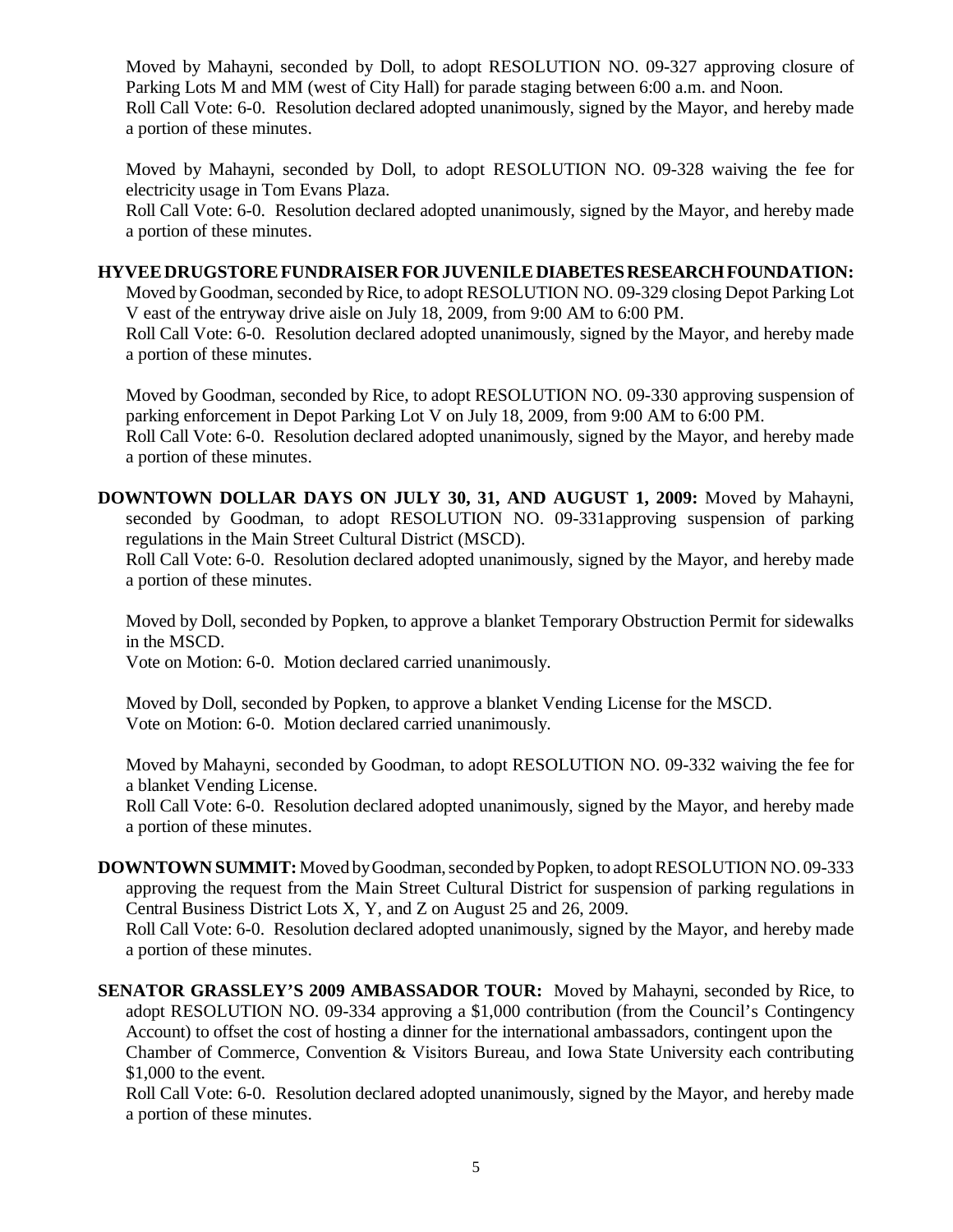Moved by Mahayni, seconded by Doll, to adopt RESOLUTION NO. 09-327 approving closure of Parking Lots M and MM (west of City Hall) for parade staging between 6:00 a.m. and Noon.
Roll Call Vote: 6-0. Resolution declared adopted unanimously, signed by the Mayor, and hereby made a portion of these minutes.

Moved by Mahayni, seconded by Doll, to adopt RESOLUTION NO. 09-328 waiving the fee for electricity usage in Tom Evans Plaza.
Roll Call Vote: 6-0. Resolution declared adopted unanimously, signed by the Mayor, and hereby made a portion of these minutes.

**HYVEE DRUGSTORE FUNDRAISER FOR JUVENILE DIABETES RESEARCH FOUNDATION:** Moved by Goodman, seconded by Rice, to adopt RESOLUTION NO. 09-329 closing Depot Parking Lot V east of the entryway drive aisle on July 18, 2009, from 9:00 AM to 6:00 PM.
Roll Call Vote: 6-0. Resolution declared adopted unanimously, signed by the Mayor, and hereby made a portion of these minutes.

Moved by Goodman, seconded by Rice, to adopt RESOLUTION NO. 09-330 approving suspension of parking enforcement in Depot Parking Lot V on July 18, 2009, from 9:00 AM to 6:00 PM.
Roll Call Vote: 6-0. Resolution declared adopted unanimously, signed by the Mayor, and hereby made a portion of these minutes.

**DOWNTOWN DOLLAR DAYS ON JULY 30, 31, AND AUGUST 1, 2009:** Moved by Mahayni, seconded by Goodman, to adopt RESOLUTION NO. 09-331approving suspension of parking regulations in the Main Street Cultural District (MSCD).
Roll Call Vote: 6-0. Resolution declared adopted unanimously, signed by the Mayor, and hereby made a portion of these minutes.

Moved by Doll, seconded by Popken, to approve a blanket Temporary Obstruction Permit for sidewalks in the MSCD.
Vote on Motion: 6-0. Motion declared carried unanimously.

Moved by Doll, seconded by Popken, to approve a blanket Vending License for the MSCD.
Vote on Motion: 6-0. Motion declared carried unanimously.

Moved by Mahayni, seconded by Goodman, to adopt RESOLUTION NO. 09-332 waiving the fee for a blanket Vending License.
Roll Call Vote: 6-0. Resolution declared adopted unanimously, signed by the Mayor, and hereby made a portion of these minutes.

**DOWNTOWN SUMMIT:** Moved by Goodman, seconded by Popken, to adopt RESOLUTION NO. 09-333 approving the request from the Main Street Cultural District for suspension of parking regulations in Central Business District Lots X, Y, and Z on August 25 and 26, 2009.
Roll Call Vote: 6-0. Resolution declared adopted unanimously, signed by the Mayor, and hereby made a portion of these minutes.

**SENATOR GRASSLEY'S 2009 AMBASSADOR TOUR:** Moved by Mahayni, seconded by Rice, to adopt RESOLUTION NO. 09-334 approving a $1,000 contribution (from the Council's Contingency Account) to offset the cost of hosting a dinner for the international ambassadors, contingent upon the Chamber of Commerce, Convention & Visitors Bureau, and Iowa State University each contributing $1,000 to the event.
Roll Call Vote: 6-0. Resolution declared adopted unanimously, signed by the Mayor, and hereby made a portion of these minutes.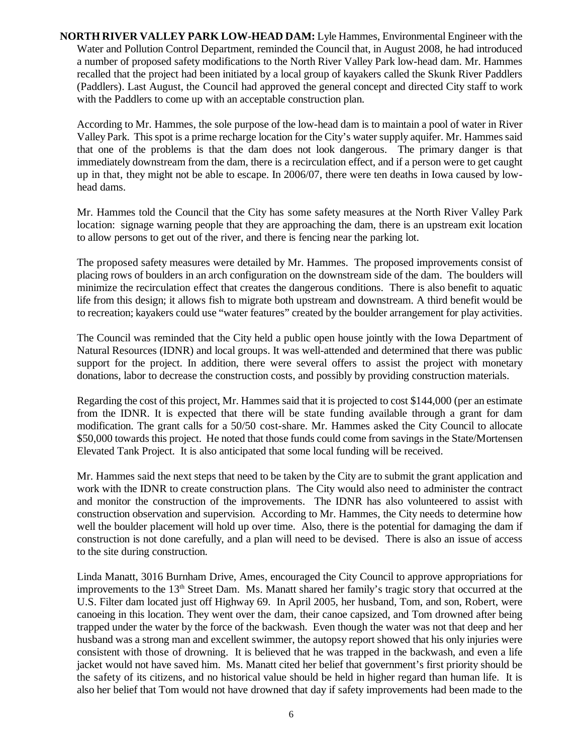**NORTH RIVER VALLEY PARK LOW-HEAD DAM:** Lyle Hammes, Environmental Engineer with the Water and Pollution Control Department, reminded the Council that, in August 2008, he had introduced a number of proposed safety modifications to the North River Valley Park low-head dam. Mr. Hammes recalled that the project had been initiated by a local group of kayakers called the Skunk River Paddlers (Paddlers). Last August, the Council had approved the general concept and directed City staff to work with the Paddlers to come up with an acceptable construction plan.

According to Mr. Hammes, the sole purpose of the low-head dam is to maintain a pool of water in River Valley Park. This spot is a prime recharge location for the City's water supply aquifer. Mr. Hammes said that one of the problems is that the dam does not look dangerous. The primary danger is that immediately downstream from the dam, there is a recirculation effect, and if a person were to get caught up in that, they might not be able to escape. In 2006/07, there were ten deaths in Iowa caused by low-head dams.

Mr. Hammes told the Council that the City has some safety measures at the North River Valley Park location: signage warning people that they are approaching the dam, there is an upstream exit location to allow persons to get out of the river, and there is fencing near the parking lot.

The proposed safety measures were detailed by Mr. Hammes. The proposed improvements consist of placing rows of boulders in an arch configuration on the downstream side of the dam. The boulders will minimize the recirculation effect that creates the dangerous conditions. There is also benefit to aquatic life from this design; it allows fish to migrate both upstream and downstream. A third benefit would be to recreation; kayakers could use "water features" created by the boulder arrangement for play activities.

The Council was reminded that the City held a public open house jointly with the Iowa Department of Natural Resources (IDNR) and local groups. It was well-attended and determined that there was public support for the project. In addition, there were several offers to assist the project with monetary donations, labor to decrease the construction costs, and possibly by providing construction materials.

Regarding the cost of this project, Mr. Hammes said that it is projected to cost $144,000 (per an estimate from the IDNR. It is expected that there will be state funding available through a grant for dam modification. The grant calls for a 50/50 cost-share. Mr. Hammes asked the City Council to allocate $50,000 towards this project. He noted that those funds could come from savings in the State/Mortensen Elevated Tank Project. It is also anticipated that some local funding will be received.

Mr. Hammes said the next steps that need to be taken by the City are to submit the grant application and work with the IDNR to create construction plans. The City would also need to administer the contract and monitor the construction of the improvements. The IDNR has also volunteered to assist with construction observation and supervision. According to Mr. Hammes, the City needs to determine how well the boulder placement will hold up over time. Also, there is the potential for damaging the dam if construction is not done carefully, and a plan will need to be devised. There is also an issue of access to the site during construction.

Linda Manatt, 3016 Burnham Drive, Ames, encouraged the City Council to approve appropriations for improvements to the 13th Street Dam. Ms. Manatt shared her family's tragic story that occurred at the U.S. Filter dam located just off Highway 69. In April 2005, her husband, Tom, and son, Robert, were canoeing in this location. They went over the dam, their canoe capsized, and Tom drowned after being trapped under the water by the force of the backwash. Even though the water was not that deep and her husband was a strong man and excellent swimmer, the autopsy report showed that his only injuries were consistent with those of drowning. It is believed that he was trapped in the backwash, and even a life jacket would not have saved him. Ms. Manatt cited her belief that government's first priority should be the safety of its citizens, and no historical value should be held in higher regard than human life. It is also her belief that Tom would not have drowned that day if safety improvements had been made to the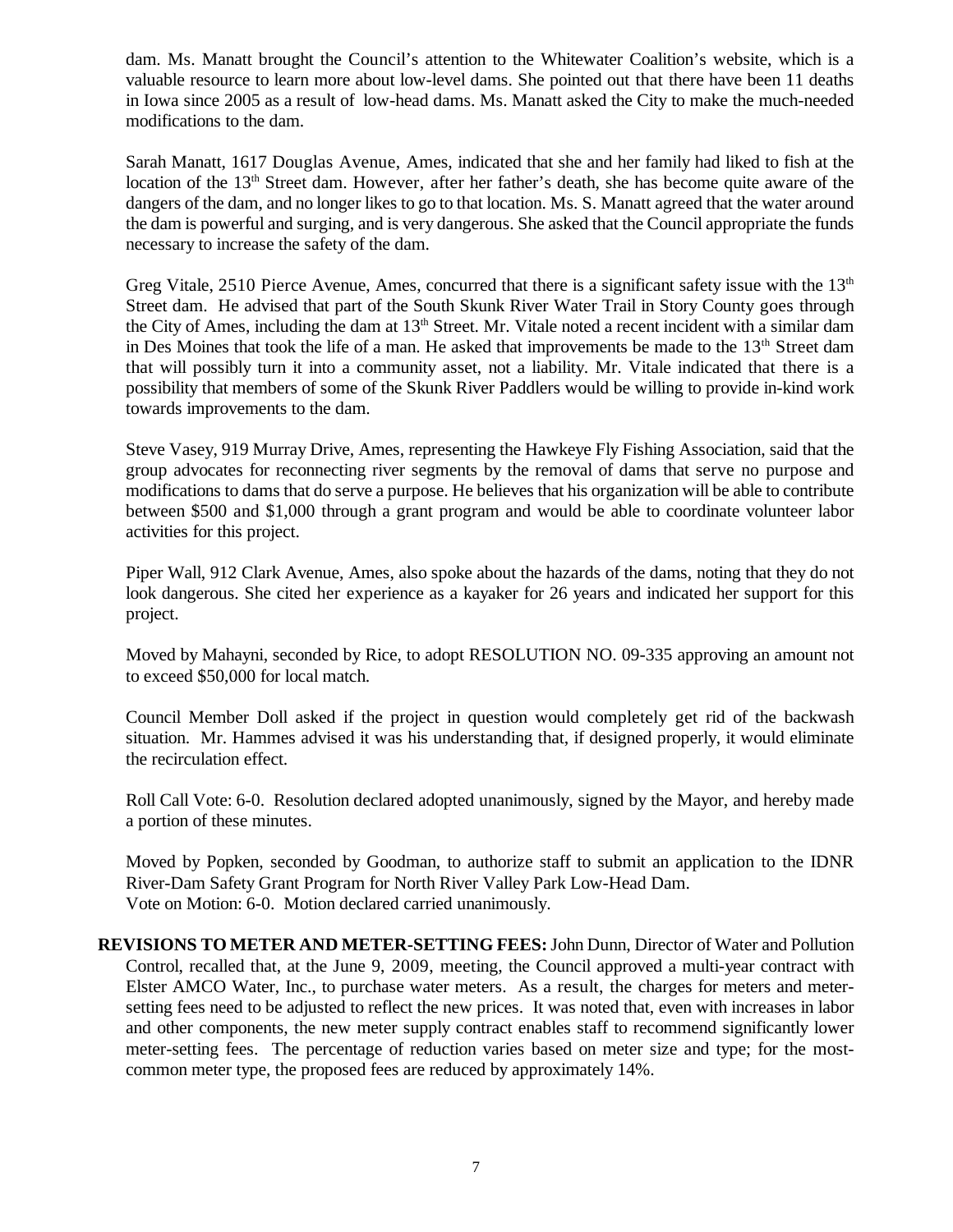dam. Ms. Manatt brought the Council's attention to the Whitewater Coalition's website, which is a valuable resource to learn more about low-level dams. She pointed out that there have been 11 deaths in Iowa since 2005 as a result of low-head dams. Ms. Manatt asked the City to make the much-needed modifications to the dam.

Sarah Manatt, 1617 Douglas Avenue, Ames, indicated that she and her family had liked to fish at the location of the 13th Street dam. However, after her father's death, she has become quite aware of the dangers of the dam, and no longer likes to go to that location. Ms. S. Manatt agreed that the water around the dam is powerful and surging, and is very dangerous. She asked that the Council appropriate the funds necessary to increase the safety of the dam.

Greg Vitale, 2510 Pierce Avenue, Ames, concurred that there is a significant safety issue with the 13th Street dam. He advised that part of the South Skunk River Water Trail in Story County goes through the City of Ames, including the dam at 13th Street. Mr. Vitale noted a recent incident with a similar dam in Des Moines that took the life of a man. He asked that improvements be made to the 13th Street dam that will possibly turn it into a community asset, not a liability. Mr. Vitale indicated that there is a possibility that members of some of the Skunk River Paddlers would be willing to provide in-kind work towards improvements to the dam.

Steve Vasey, 919 Murray Drive, Ames, representing the Hawkeye Fly Fishing Association, said that the group advocates for reconnecting river segments by the removal of dams that serve no purpose and modifications to dams that do serve a purpose. He believes that his organization will be able to contribute between $500 and $1,000 through a grant program and would be able to coordinate volunteer labor activities for this project.

Piper Wall, 912 Clark Avenue, Ames, also spoke about the hazards of the dams, noting that they do not look dangerous. She cited her experience as a kayaker for 26 years and indicated her support for this project.

Moved by Mahayni, seconded by Rice, to adopt RESOLUTION NO. 09-335 approving an amount not to exceed $50,000 for local match.

Council Member Doll asked if the project in question would completely get rid of the backwash situation. Mr. Hammes advised it was his understanding that, if designed properly, it would eliminate the recirculation effect.

Roll Call Vote: 6-0. Resolution declared adopted unanimously, signed by the Mayor, and hereby made a portion of these minutes.

Moved by Popken, seconded by Goodman, to authorize staff to submit an application to the IDNR River-Dam Safety Grant Program for North River Valley Park Low-Head Dam.
Vote on Motion: 6-0. Motion declared carried unanimously.

**REVISIONS TO METER AND METER-SETTING FEES:** John Dunn, Director of Water and Pollution Control, recalled that, at the June 9, 2009, meeting, the Council approved a multi-year contract with Elster AMCO Water, Inc., to purchase water meters. As a result, the charges for meters and meter-setting fees need to be adjusted to reflect the new prices. It was noted that, even with increases in labor and other components, the new meter supply contract enables staff to recommend significantly lower meter-setting fees. The percentage of reduction varies based on meter size and type; for the most-common meter type, the proposed fees are reduced by approximately 14%.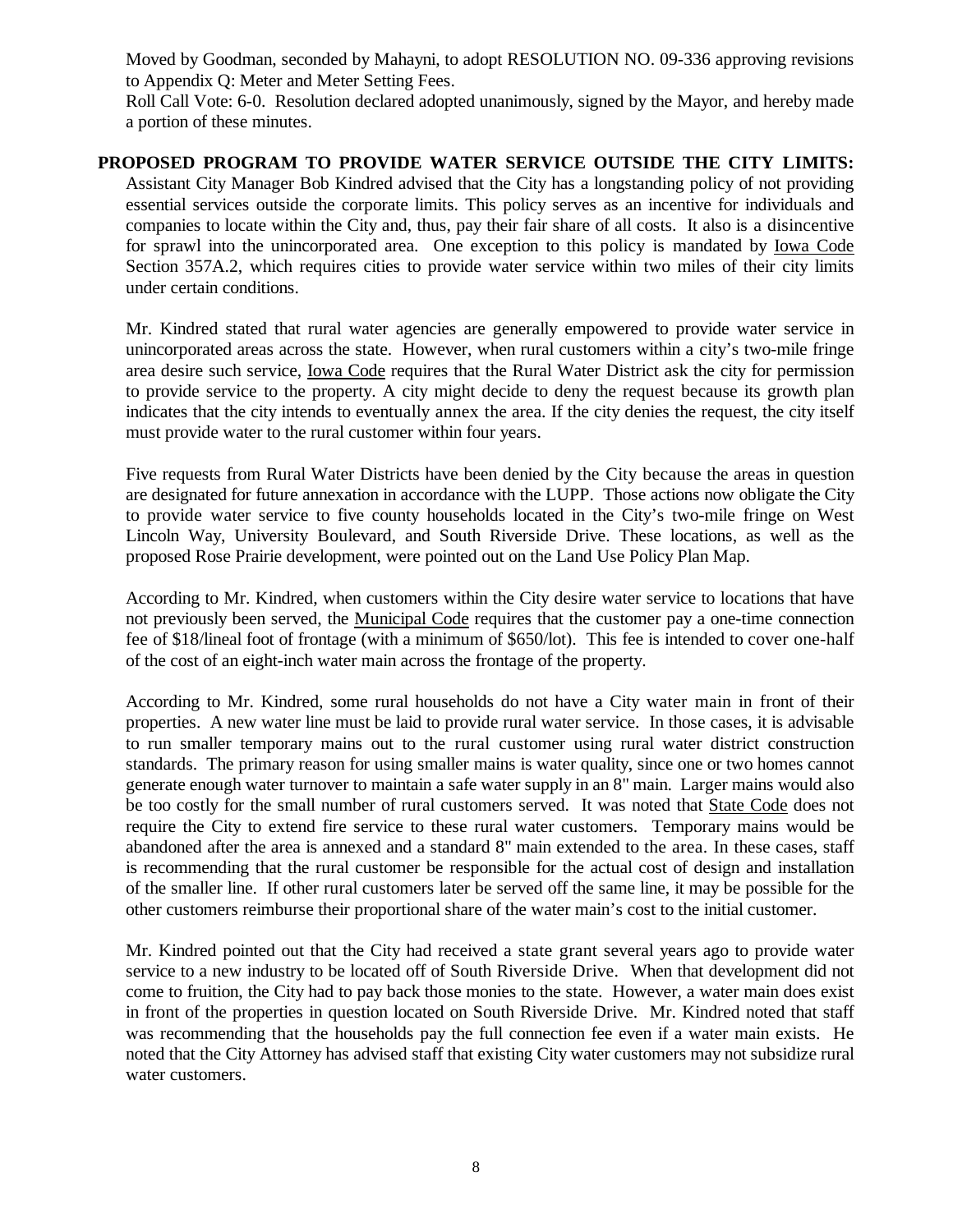Moved by Goodman, seconded by Mahayni, to adopt RESOLUTION NO. 09-336 approving revisions to Appendix Q: Meter and Meter Setting Fees.

Roll Call Vote: 6-0. Resolution declared adopted unanimously, signed by the Mayor, and hereby made a portion of these minutes.

**PROPOSED PROGRAM TO PROVIDE WATER SERVICE OUTSIDE THE CITY LIMITS:** Assistant City Manager Bob Kindred advised that the City has a longstanding policy of not providing essential services outside the corporate limits. This policy serves as an incentive for individuals and companies to locate within the City and, thus, pay their fair share of all costs. It also is a disincentive for sprawl into the unincorporated area. One exception to this policy is mandated by Iowa Code Section 357A.2, which requires cities to provide water service within two miles of their city limits under certain conditions.

Mr. Kindred stated that rural water agencies are generally empowered to provide water service in unincorporated areas across the state. However, when rural customers within a city's two-mile fringe area desire such service, Iowa Code requires that the Rural Water District ask the city for permission to provide service to the property. A city might decide to deny the request because its growth plan indicates that the city intends to eventually annex the area. If the city denies the request, the city itself must provide water to the rural customer within four years.

Five requests from Rural Water Districts have been denied by the City because the areas in question are designated for future annexation in accordance with the LUPP. Those actions now obligate the City to provide water service to five county households located in the City's two-mile fringe on West Lincoln Way, University Boulevard, and South Riverside Drive. These locations, as well as the proposed Rose Prairie development, were pointed out on the Land Use Policy Plan Map.

According to Mr. Kindred, when customers within the City desire water service to locations that have not previously been served, the Municipal Code requires that the customer pay a one-time connection fee of \$18/lineal foot of frontage (with a minimum of \$650/lot). This fee is intended to cover one-half of the cost of an eight-inch water main across the frontage of the property.

According to Mr. Kindred, some rural households do not have a City water main in front of their properties. A new water line must be laid to provide rural water service. In those cases, it is advisable to run smaller temporary mains out to the rural customer using rural water district construction standards. The primary reason for using smaller mains is water quality, since one or two homes cannot generate enough water turnover to maintain a safe water supply in an 8" main. Larger mains would also be too costly for the small number of rural customers served. It was noted that State Code does not require the City to extend fire service to these rural water customers. Temporary mains would be abandoned after the area is annexed and a standard 8" main extended to the area. In these cases, staff is recommending that the rural customer be responsible for the actual cost of design and installation of the smaller line. If other rural customers later be served off the same line, it may be possible for the other customers reimburse their proportional share of the water main's cost to the initial customer.

Mr. Kindred pointed out that the City had received a state grant several years ago to provide water service to a new industry to be located off of South Riverside Drive. When that development did not come to fruition, the City had to pay back those monies to the state. However, a water main does exist in front of the properties in question located on South Riverside Drive. Mr. Kindred noted that staff was recommending that the households pay the full connection fee even if a water main exists. He noted that the City Attorney has advised staff that existing City water customers may not subsidize rural water customers.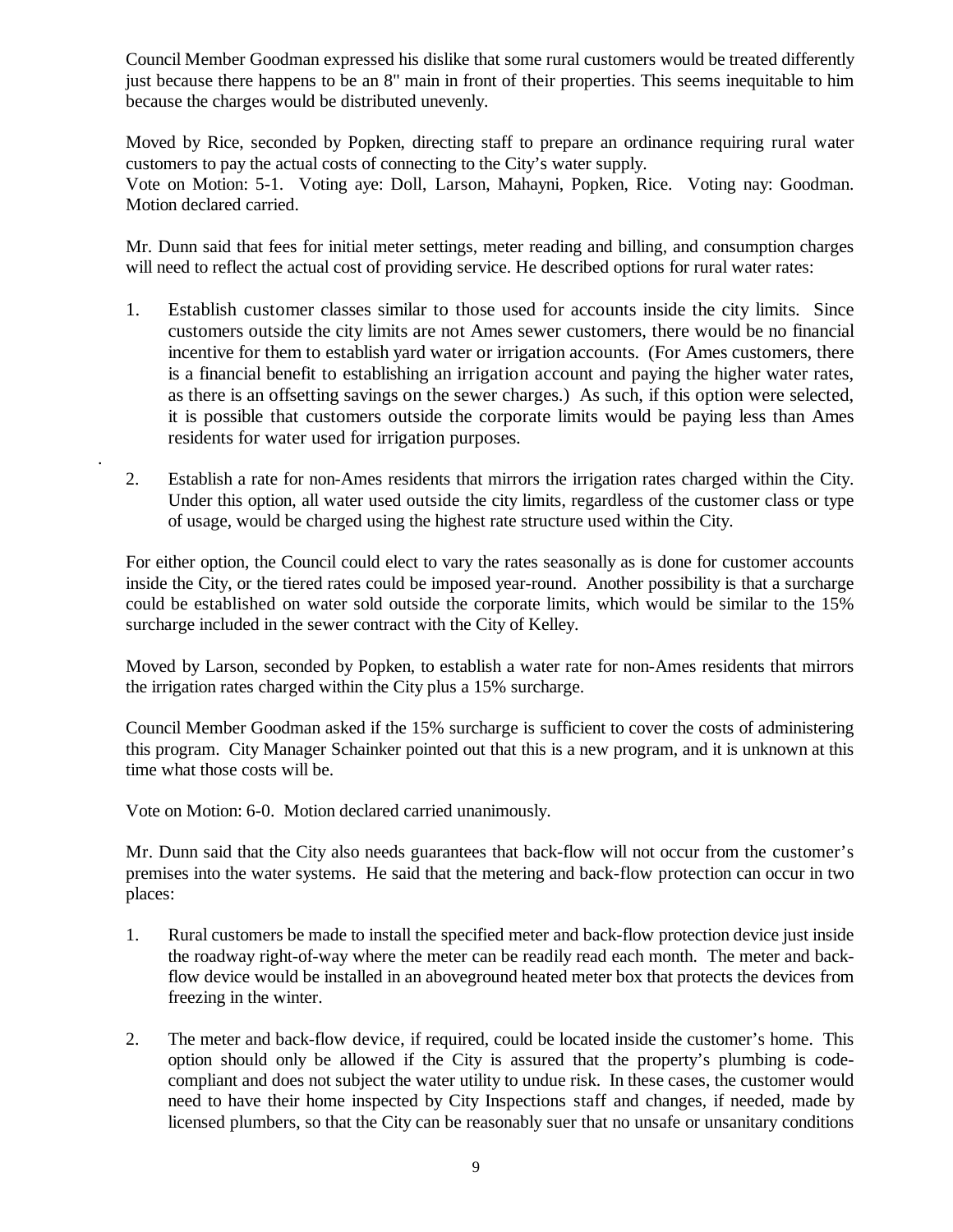Council Member Goodman expressed his dislike that some rural customers would be treated differently just because there happens to be an 8" main in front of their properties. This seems inequitable to him because the charges would be distributed unevenly.

Moved by Rice, seconded by Popken, directing staff to prepare an ordinance requiring rural water customers to pay the actual costs of connecting to the City's water supply.
Vote on Motion: 5-1. Voting aye: Doll, Larson, Mahayni, Popken, Rice. Voting nay: Goodman. Motion declared carried.

Mr. Dunn said that fees for initial meter settings, meter reading and billing, and consumption charges will need to reflect the actual cost of providing service. He described options for rural water rates:

1. Establish customer classes similar to those used for accounts inside the city limits. Since customers outside the city limits are not Ames sewer customers, there would be no financial incentive for them to establish yard water or irrigation accounts. (For Ames customers, there is a financial benefit to establishing an irrigation account and paying the higher water rates, as there is an offsetting savings on the sewer charges.) As such, if this option were selected, it is possible that customers outside the corporate limits would be paying less than Ames residents for water used for irrigation purposes.

2. Establish a rate for non-Ames residents that mirrors the irrigation rates charged within the City. Under this option, all water used outside the city limits, regardless of the customer class or type of usage, would be charged using the highest rate structure used within the City.

For either option, the Council could elect to vary the rates seasonally as is done for customer accounts inside the City, or the tiered rates could be imposed year-round. Another possibility is that a surcharge could be established on water sold outside the corporate limits, which would be similar to the 15% surcharge included in the sewer contract with the City of Kelley.

Moved by Larson, seconded by Popken, to establish a water rate for non-Ames residents that mirrors the irrigation rates charged within the City plus a 15% surcharge.

Council Member Goodman asked if the 15% surcharge is sufficient to cover the costs of administering this program. City Manager Schainker pointed out that this is a new program, and it is unknown at this time what those costs will be.

Vote on Motion: 6-0. Motion declared carried unanimously.

Mr. Dunn said that the City also needs guarantees that back-flow will not occur from the customer's premises into the water systems. He said that the metering and back-flow protection can occur in two places:

1. Rural customers be made to install the specified meter and back-flow protection device just inside the roadway right-of-way where the meter can be readily read each month. The meter and back-flow device would be installed in an aboveground heated meter box that protects the devices from freezing in the winter.

2. The meter and back-flow device, if required, could be located inside the customer's home. This option should only be allowed if the City is assured that the property's plumbing is code-compliant and does not subject the water utility to undue risk. In these cases, the customer would need to have their home inspected by City Inspections staff and changes, if needed, made by licensed plumbers, so that the City can be reasonably suer that no unsafe or unsanitary conditions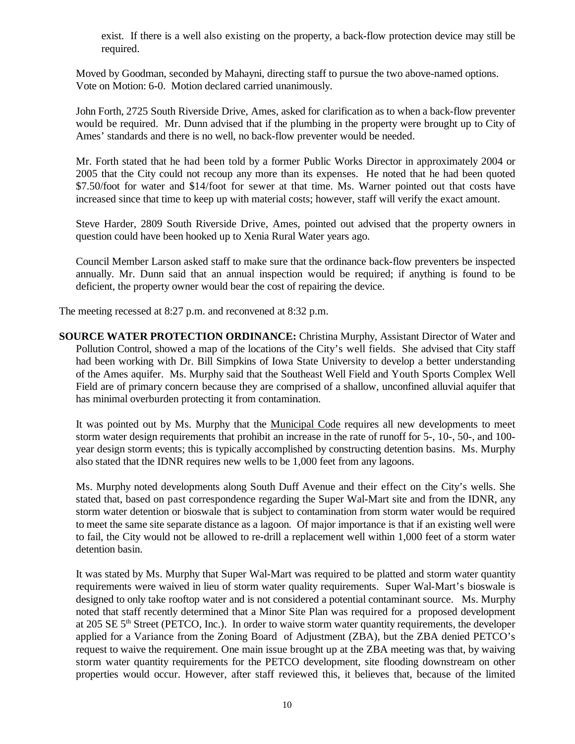exist. If there is a well also existing on the property, a back-flow protection device may still be required.

Moved by Goodman, seconded by Mahayni, directing staff to pursue the two above-named options. Vote on Motion: 6-0. Motion declared carried unanimously.

John Forth, 2725 South Riverside Drive, Ames, asked for clarification as to when a back-flow preventer would be required. Mr. Dunn advised that if the plumbing in the property were brought up to City of Ames' standards and there is no well, no back-flow preventer would be needed.

Mr. Forth stated that he had been told by a former Public Works Director in approximately 2004 or 2005 that the City could not recoup any more than its expenses. He noted that he had been quoted $7.50/foot for water and $14/foot for sewer at that time. Ms. Warner pointed out that costs have increased since that time to keep up with material costs; however, staff will verify the exact amount.

Steve Harder, 2809 South Riverside Drive, Ames, pointed out advised that the property owners in question could have been hooked up to Xenia Rural Water years ago.

Council Member Larson asked staff to make sure that the ordinance back-flow preventers be inspected annually. Mr. Dunn said that an annual inspection would be required; if anything is found to be deficient, the property owner would bear the cost of repairing the device.

The meeting recessed at 8:27 p.m. and reconvened at 8:32 p.m.

**SOURCE WATER PROTECTION ORDINANCE:** Christina Murphy, Assistant Director of Water and Pollution Control, showed a map of the locations of the City's well fields. She advised that City staff had been working with Dr. Bill Simpkins of Iowa State University to develop a better understanding of the Ames aquifer. Ms. Murphy said that the Southeast Well Field and Youth Sports Complex Well Field are of primary concern because they are comprised of a shallow, unconfined alluvial aquifer that has minimal overburden protecting it from contamination.

It was pointed out by Ms. Murphy that the Municipal Code requires all new developments to meet storm water design requirements that prohibit an increase in the rate of runoff for 5-, 10-, 50-, and 100-year design storm events; this is typically accomplished by constructing detention basins. Ms. Murphy also stated that the IDNR requires new wells to be 1,000 feet from any lagoons.

Ms. Murphy noted developments along South Duff Avenue and their effect on the City's wells. She stated that, based on past correspondence regarding the Super Wal-Mart site and from the IDNR, any storm water detention or bioswale that is subject to contamination from storm water would be required to meet the same site separate distance as a lagoon. Of major importance is that if an existing well were to fail, the City would not be allowed to re-drill a replacement well within 1,000 feet of a storm water detention basin.

It was stated by Ms. Murphy that Super Wal-Mart was required to be platted and storm water quantity requirements were waived in lieu of storm water quality requirements. Super Wal-Mart's bioswale is designed to only take rooftop water and is not considered a potential contaminant source. Ms. Murphy noted that staff recently determined that a Minor Site Plan was required for a proposed development at 205 SE 5th Street (PETCO, Inc.). In order to waive storm water quantity requirements, the developer applied for a Variance from the Zoning Board of Adjustment (ZBA), but the ZBA denied PETCO's request to waive the requirement. One main issue brought up at the ZBA meeting was that, by waiving storm water quantity requirements for the PETCO development, site flooding downstream on other properties would occur. However, after staff reviewed this, it believes that, because of the limited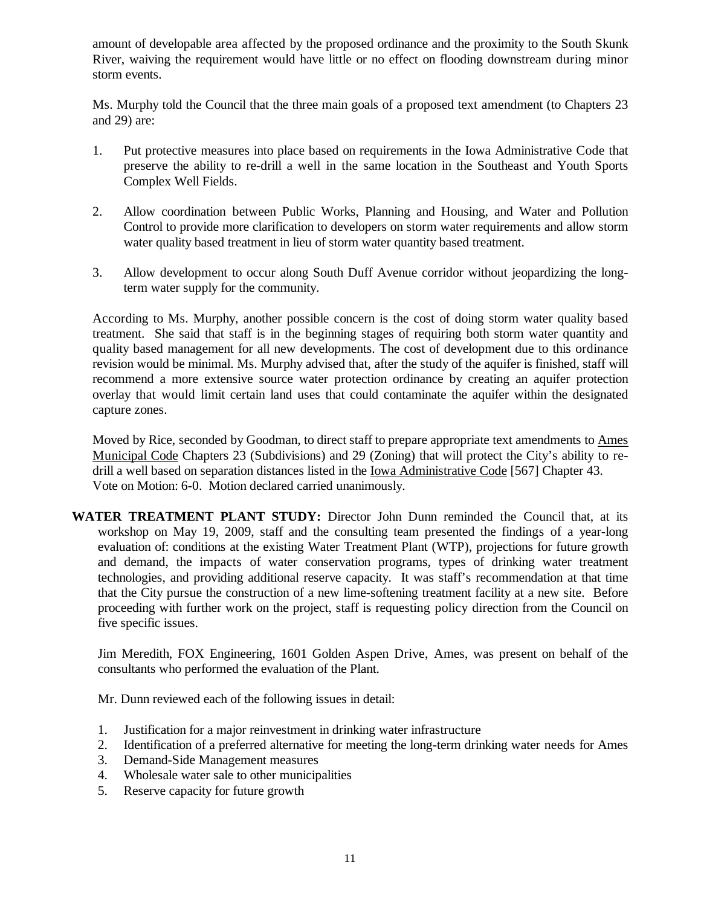amount of developable area affected by the proposed ordinance and the proximity to the South Skunk River, waiving the requirement would have little or no effect on flooding downstream during minor storm events.

Ms. Murphy told the Council that the three main goals of a proposed text amendment (to Chapters 23 and 29) are:

1. Put protective measures into place based on requirements in the Iowa Administrative Code that preserve the ability to re-drill a well in the same location in the Southeast and Youth Sports Complex Well Fields.

2. Allow coordination between Public Works, Planning and Housing, and Water and Pollution Control to provide more clarification to developers on storm water requirements and allow storm water quality based treatment in lieu of storm water quantity based treatment.

3. Allow development to occur along South Duff Avenue corridor without jeopardizing the long-term water supply for the community.

According to Ms. Murphy, another possible concern is the cost of doing storm water quality based treatment. She said that staff is in the beginning stages of requiring both storm water quantity and quality based management for all new developments. The cost of development due to this ordinance revision would be minimal. Ms. Murphy advised that, after the study of the aquifer is finished, staff will recommend a more extensive source water protection ordinance by creating an aquifer protection overlay that would limit certain land uses that could contaminate the aquifer within the designated capture zones.

Moved by Rice, seconded by Goodman, to direct staff to prepare appropriate text amendments to Ames Municipal Code Chapters 23 (Subdivisions) and 29 (Zoning) that will protect the City's ability to re-drill a well based on separation distances listed in the Iowa Administrative Code [567] Chapter 43.
Vote on Motion: 6-0. Motion declared carried unanimously.

**WATER TREATMENT PLANT STUDY:** Director John Dunn reminded the Council that, at its workshop on May 19, 2009, staff and the consulting team presented the findings of a year-long evaluation of: conditions at the existing Water Treatment Plant (WTP), projections for future growth and demand, the impacts of water conservation programs, types of drinking water treatment technologies, and providing additional reserve capacity. It was staff's recommendation at that time that the City pursue the construction of a new lime-softening treatment facility at a new site. Before proceeding with further work on the project, staff is requesting policy direction from the Council on five specific issues.

Jim Meredith, FOX Engineering, 1601 Golden Aspen Drive, Ames, was present on behalf of the consultants who performed the evaluation of the Plant.

Mr. Dunn reviewed each of the following issues in detail:

1. Justification for a major reinvestment in drinking water infrastructure
2. Identification of a preferred alternative for meeting the long-term drinking water needs for Ames
3. Demand-Side Management measures
4. Wholesale water sale to other municipalities
5. Reserve capacity for future growth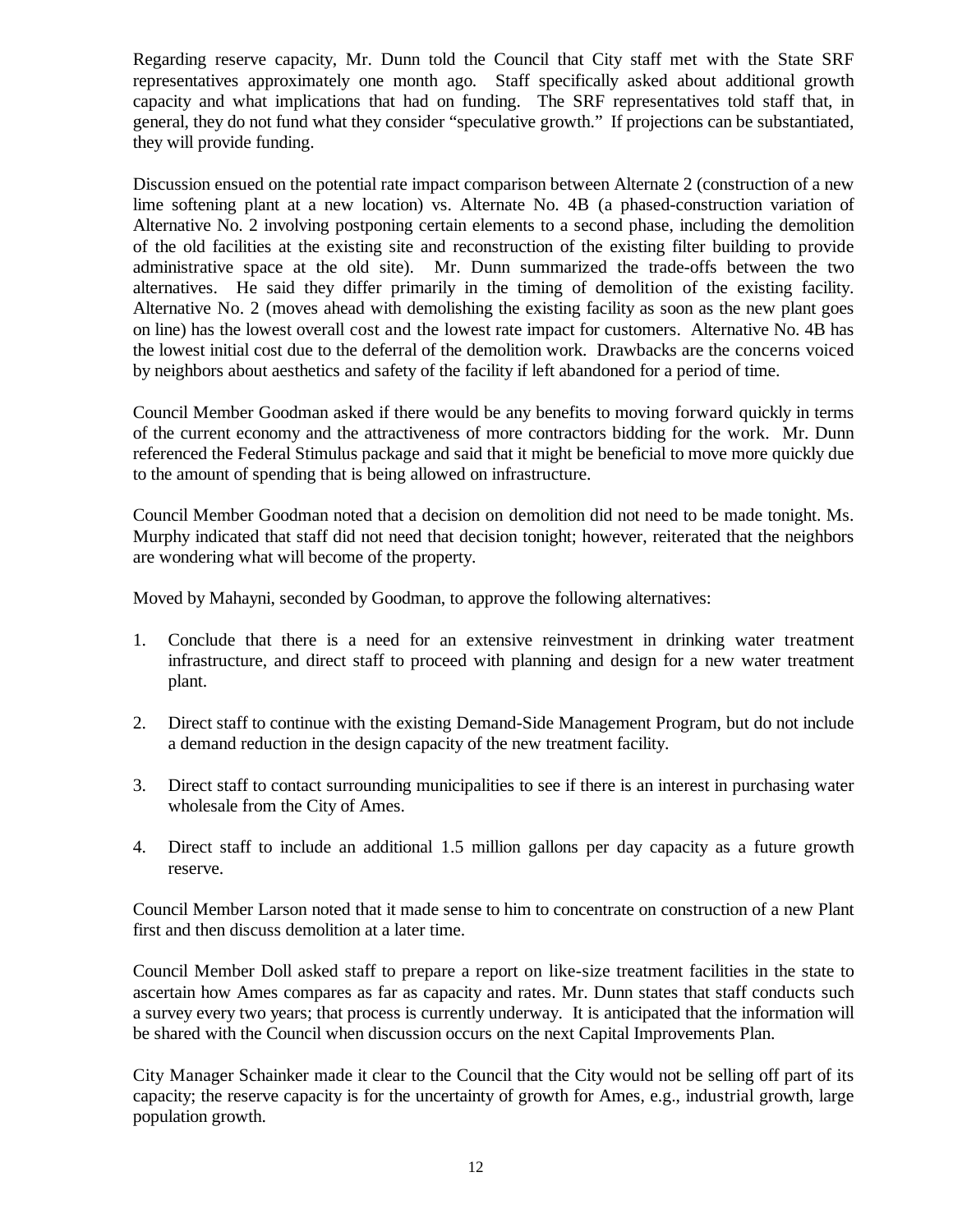Regarding reserve capacity, Mr. Dunn told the Council that City staff met with the State SRF representatives approximately one month ago. Staff specifically asked about additional growth capacity and what implications that had on funding. The SRF representatives told staff that, in general, they do not fund what they consider "speculative growth." If projections can be substantiated, they will provide funding.

Discussion ensued on the potential rate impact comparison between Alternate 2 (construction of a new lime softening plant at a new location) vs. Alternate No. 4B (a phased-construction variation of Alternative No. 2 involving postponing certain elements to a second phase, including the demolition of the old facilities at the existing site and reconstruction of the existing filter building to provide administrative space at the old site). Mr. Dunn summarized the trade-offs between the two alternatives. He said they differ primarily in the timing of demolition of the existing facility. Alternative No. 2 (moves ahead with demolishing the existing facility as soon as the new plant goes on line) has the lowest overall cost and the lowest rate impact for customers. Alternative No. 4B has the lowest initial cost due to the deferral of the demolition work. Drawbacks are the concerns voiced by neighbors about aesthetics and safety of the facility if left abandoned for a period of time.

Council Member Goodman asked if there would be any benefits to moving forward quickly in terms of the current economy and the attractiveness of more contractors bidding for the work. Mr. Dunn referenced the Federal Stimulus package and said that it might be beneficial to move more quickly due to the amount of spending that is being allowed on infrastructure.

Council Member Goodman noted that a decision on demolition did not need to be made tonight. Ms. Murphy indicated that staff did not need that decision tonight; however, reiterated that the neighbors are wondering what will become of the property.

Moved by Mahayni, seconded by Goodman, to approve the following alternatives:

1. Conclude that there is a need for an extensive reinvestment in drinking water treatment infrastructure, and direct staff to proceed with planning and design for a new water treatment plant.

2. Direct staff to continue with the existing Demand-Side Management Program, but do not include a demand reduction in the design capacity of the new treatment facility.

3. Direct staff to contact surrounding municipalities to see if there is an interest in purchasing water wholesale from the City of Ames.

4. Direct staff to include an additional 1.5 million gallons per day capacity as a future growth reserve.

Council Member Larson noted that it made sense to him to concentrate on construction of a new Plant first and then discuss demolition at a later time.

Council Member Doll asked staff to prepare a report on like-size treatment facilities in the state to ascertain how Ames compares as far as capacity and rates. Mr. Dunn states that staff conducts such a survey every two years; that process is currently underway. It is anticipated that the information will be shared with the Council when discussion occurs on the next Capital Improvements Plan.

City Manager Schainker made it clear to the Council that the City would not be selling off part of its capacity; the reserve capacity is for the uncertainty of growth for Ames, e.g., industrial growth, large population growth.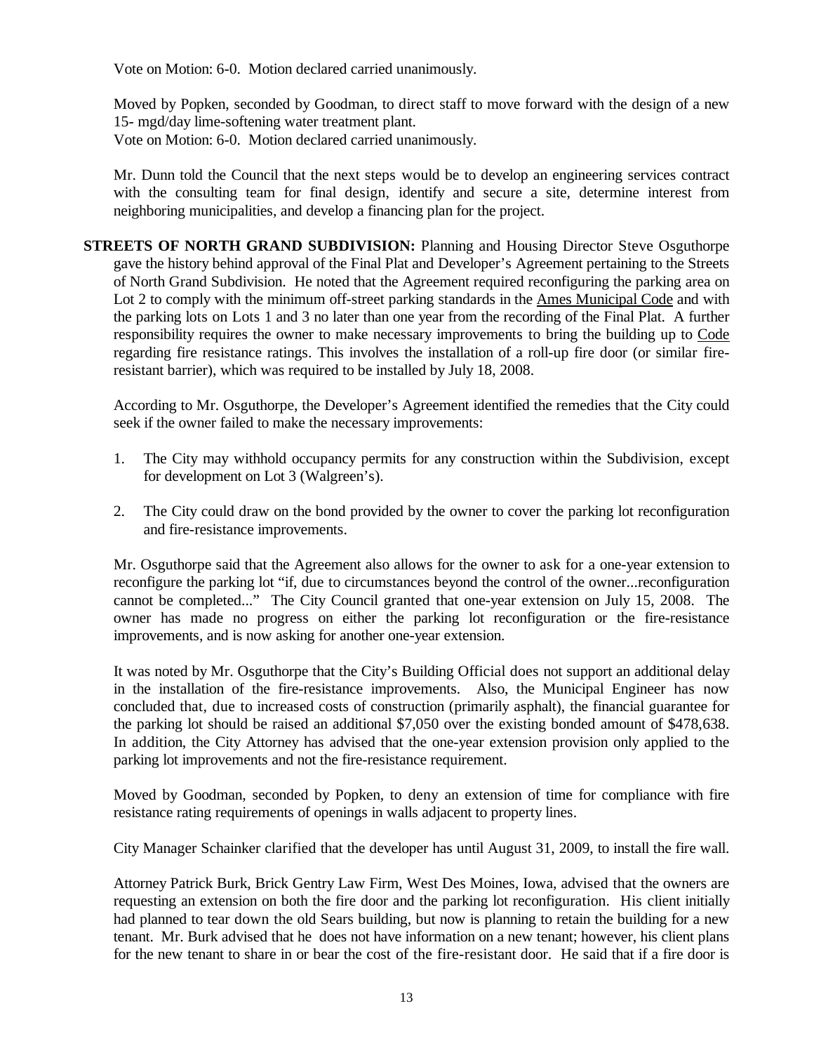Vote on Motion: 6-0. Motion declared carried unanimously.

Moved by Popken, seconded by Goodman, to direct staff to move forward with the design of a new 15- mgd/day lime-softening water treatment plant.
Vote on Motion: 6-0. Motion declared carried unanimously.

Mr. Dunn told the Council that the next steps would be to develop an engineering services contract with the consulting team for final design, identify and secure a site, determine interest from neighboring municipalities, and develop a financing plan for the project.

**STREETS OF NORTH GRAND SUBDIVISION:** Planning and Housing Director Steve Osguthorpe gave the history behind approval of the Final Plat and Developer's Agreement pertaining to the Streets of North Grand Subdivision. He noted that the Agreement required reconfiguring the parking area on Lot 2 to comply with the minimum off-street parking standards in the Ames Municipal Code and with the parking lots on Lots 1 and 3 no later than one year from the recording of the Final Plat. A further responsibility requires the owner to make necessary improvements to bring the building up to Code regarding fire resistance ratings. This involves the installation of a roll-up fire door (or similar fire-resistant barrier), which was required to be installed by July 18, 2008.

According to Mr. Osguthorpe, the Developer's Agreement identified the remedies that the City could seek if the owner failed to make the necessary improvements:

1. The City may withhold occupancy permits for any construction within the Subdivision, except for development on Lot 3 (Walgreen's).

2. The City could draw on the bond provided by the owner to cover the parking lot reconfiguration and fire-resistance improvements.

Mr. Osguthorpe said that the Agreement also allows for the owner to ask for a one-year extension to reconfigure the parking lot "if, due to circumstances beyond the control of the owner...reconfiguration cannot be completed..." The City Council granted that one-year extension on July 15, 2008. The owner has made no progress on either the parking lot reconfiguration or the fire-resistance improvements, and is now asking for another one-year extension.

It was noted by Mr. Osguthorpe that the City's Building Official does not support an additional delay in the installation of the fire-resistance improvements. Also, the Municipal Engineer has now concluded that, due to increased costs of construction (primarily asphalt), the financial guarantee for the parking lot should be raised an additional $7,050 over the existing bonded amount of $478,638. In addition, the City Attorney has advised that the one-year extension provision only applied to the parking lot improvements and not the fire-resistance requirement.

Moved by Goodman, seconded by Popken, to deny an extension of time for compliance with fire resistance rating requirements of openings in walls adjacent to property lines.

City Manager Schainker clarified that the developer has until August 31, 2009, to install the fire wall.

Attorney Patrick Burk, Brick Gentry Law Firm, West Des Moines, Iowa, advised that the owners are requesting an extension on both the fire door and the parking lot reconfiguration. His client initially had planned to tear down the old Sears building, but now is planning to retain the building for a new tenant. Mr. Burk advised that he does not have information on a new tenant; however, his client plans for the new tenant to share in or bear the cost of the fire-resistant door. He said that if a fire door is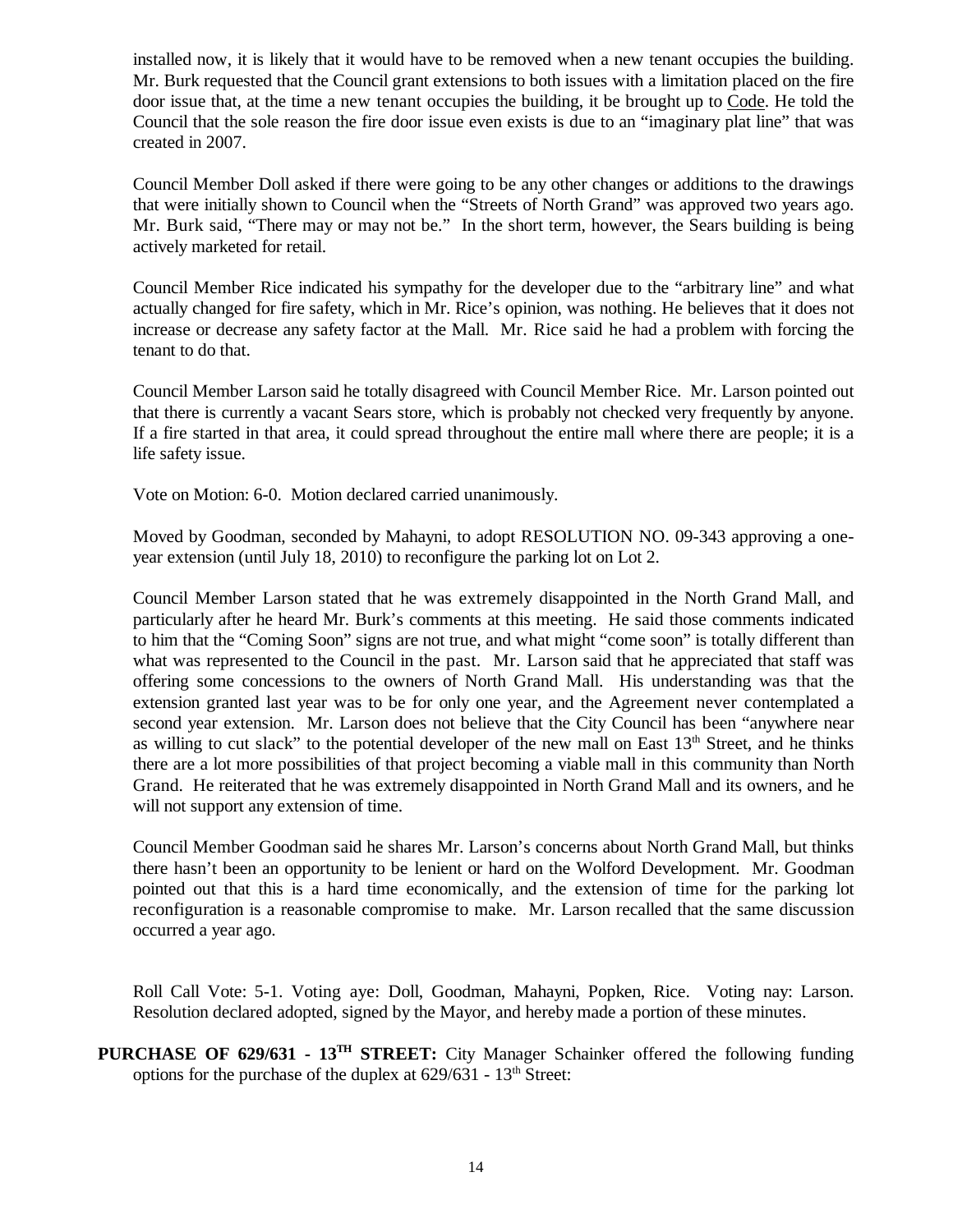installed now, it is likely that it would have to be removed when a new tenant occupies the building. Mr. Burk requested that the Council grant extensions to both issues with a limitation placed on the fire door issue that, at the time a new tenant occupies the building, it be brought up to Code. He told the Council that the sole reason the fire door issue even exists is due to an "imaginary plat line" that was created in 2007.

Council Member Doll asked if there were going to be any other changes or additions to the drawings that were initially shown to Council when the "Streets of North Grand" was approved two years ago. Mr. Burk said, "There may or may not be." In the short term, however, the Sears building is being actively marketed for retail.

Council Member Rice indicated his sympathy for the developer due to the "arbitrary line" and what actually changed for fire safety, which in Mr. Rice's opinion, was nothing. He believes that it does not increase or decrease any safety factor at the Mall. Mr. Rice said he had a problem with forcing the tenant to do that.

Council Member Larson said he totally disagreed with Council Member Rice. Mr. Larson pointed out that there is currently a vacant Sears store, which is probably not checked very frequently by anyone. If a fire started in that area, it could spread throughout the entire mall where there are people; it is a life safety issue.

Vote on Motion: 6-0. Motion declared carried unanimously.

Moved by Goodman, seconded by Mahayni, to adopt RESOLUTION NO. 09-343 approving a one-year extension (until July 18, 2010) to reconfigure the parking lot on Lot 2.

Council Member Larson stated that he was extremely disappointed in the North Grand Mall, and particularly after he heard Mr. Burk's comments at this meeting. He said those comments indicated to him that the "Coming Soon" signs are not true, and what might "come soon" is totally different than what was represented to the Council in the past. Mr. Larson said that he appreciated that staff was offering some concessions to the owners of North Grand Mall. His understanding was that the extension granted last year was to be for only one year, and the Agreement never contemplated a second year extension. Mr. Larson does not believe that the City Council has been "anywhere near as willing to cut slack" to the potential developer of the new mall on East 13th Street, and he thinks there are a lot more possibilities of that project becoming a viable mall in this community than North Grand. He reiterated that he was extremely disappointed in North Grand Mall and its owners, and he will not support any extension of time.

Council Member Goodman said he shares Mr. Larson's concerns about North Grand Mall, but thinks there hasn't been an opportunity to be lenient or hard on the Wolford Development. Mr. Goodman pointed out that this is a hard time economically, and the extension of time for the parking lot reconfiguration is a reasonable compromise to make. Mr. Larson recalled that the same discussion occurred a year ago.

Roll Call Vote: 5-1. Voting aye: Doll, Goodman, Mahayni, Popken, Rice. Voting nay: Larson. Resolution declared adopted, signed by the Mayor, and hereby made a portion of these minutes.

**PURCHASE OF 629/631 - 13TH STREET:** City Manager Schainker offered the following funding options for the purchase of the duplex at 629/631 - 13th Street: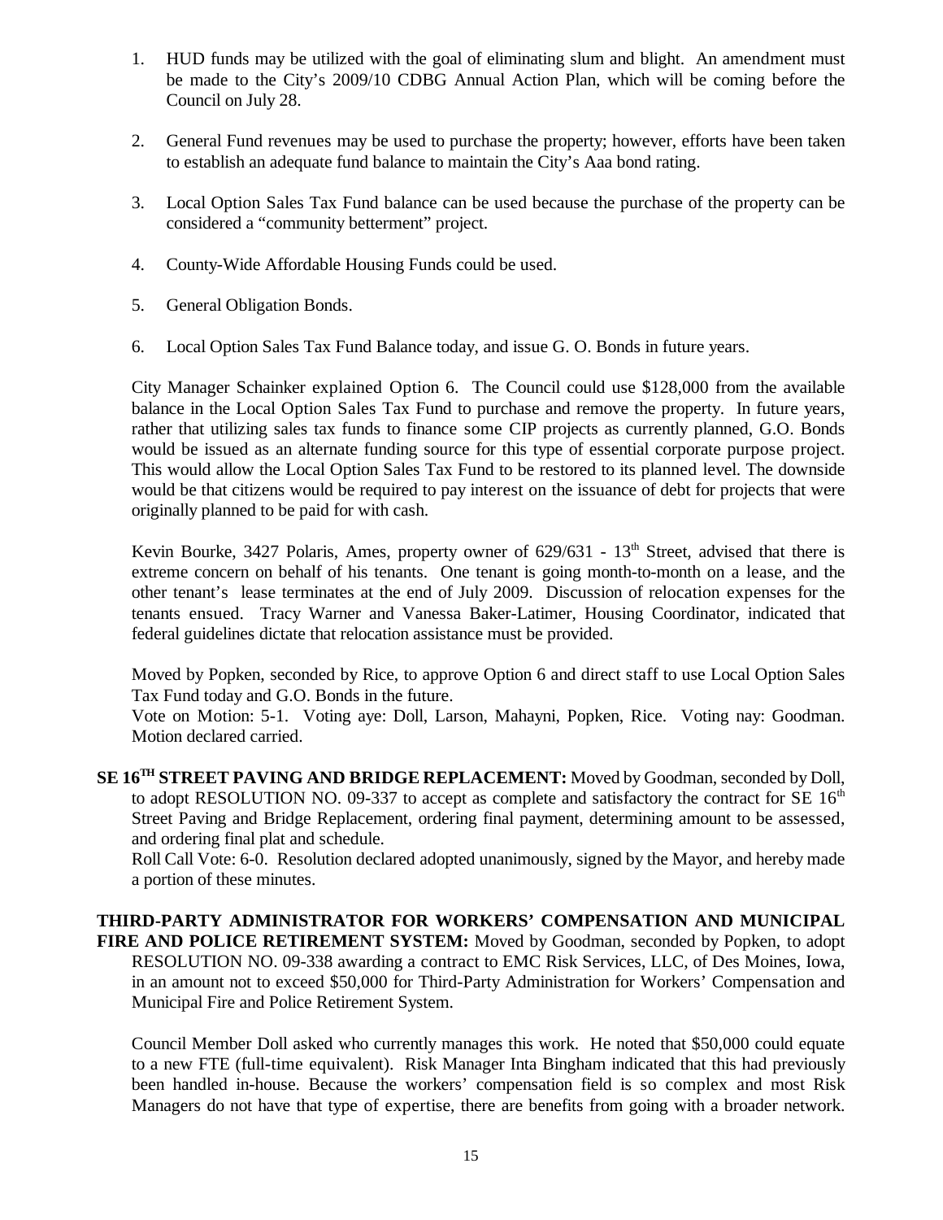1. HUD funds may be utilized with the goal of eliminating slum and blight. An amendment must be made to the City's 2009/10 CDBG Annual Action Plan, which will be coming before the Council on July 28.

2. General Fund revenues may be used to purchase the property; however, efforts have been taken to establish an adequate fund balance to maintain the City's Aaa bond rating.

3. Local Option Sales Tax Fund balance can be used because the purchase of the property can be considered a "community betterment" project.

4. County-Wide Affordable Housing Funds could be used.

5. General Obligation Bonds.

6. Local Option Sales Tax Fund Balance today, and issue G. O. Bonds in future years.

City Manager Schainker explained Option 6. The Council could use $128,000 from the available balance in the Local Option Sales Tax Fund to purchase and remove the property. In future years, rather that utilizing sales tax funds to finance some CIP projects as currently planned, G.O. Bonds would be issued as an alternate funding source for this type of essential corporate purpose project. This would allow the Local Option Sales Tax Fund to be restored to its planned level. The downside would be that citizens would be required to pay interest on the issuance of debt for projects that were originally planned to be paid for with cash.

Kevin Bourke, 3427 Polaris, Ames, property owner of 629/631 - 13th Street, advised that there is extreme concern on behalf of his tenants. One tenant is going month-to-month on a lease, and the other tenant's lease terminates at the end of July 2009. Discussion of relocation expenses for the tenants ensued. Tracy Warner and Vanessa Baker-Latimer, Housing Coordinator, indicated that federal guidelines dictate that relocation assistance must be provided.

Moved by Popken, seconded by Rice, to approve Option 6 and direct staff to use Local Option Sales Tax Fund today and G.O. Bonds in the future.
Vote on Motion: 5-1. Voting aye: Doll, Larson, Mahayni, Popken, Rice. Voting nay: Goodman. Motion declared carried.

**SE 16TH STREET PAVING AND BRIDGE REPLACEMENT:** Moved by Goodman, seconded by Doll, to adopt RESOLUTION NO. 09-337 to accept as complete and satisfactory the contract for SE 16th Street Paving and Bridge Replacement, ordering final payment, determining amount to be assessed, and ordering final plat and schedule.
Roll Call Vote: 6-0. Resolution declared adopted unanimously, signed by the Mayor, and hereby made a portion of these minutes.

**THIRD-PARTY ADMINISTRATOR FOR WORKERS' COMPENSATION AND MUNICIPAL FIRE AND POLICE RETIREMENT SYSTEM:** Moved by Goodman, seconded by Popken, to adopt RESOLUTION NO. 09-338 awarding a contract to EMC Risk Services, LLC, of Des Moines, Iowa, in an amount not to exceed $50,000 for Third-Party Administration for Workers' Compensation and Municipal Fire and Police Retirement System.

Council Member Doll asked who currently manages this work. He noted that $50,000 could equate to a new FTE (full-time equivalent). Risk Manager Inta Bingham indicated that this had previously been handled in-house. Because the workers' compensation field is so complex and most Risk Managers do not have that type of expertise, there are benefits from going with a broader network.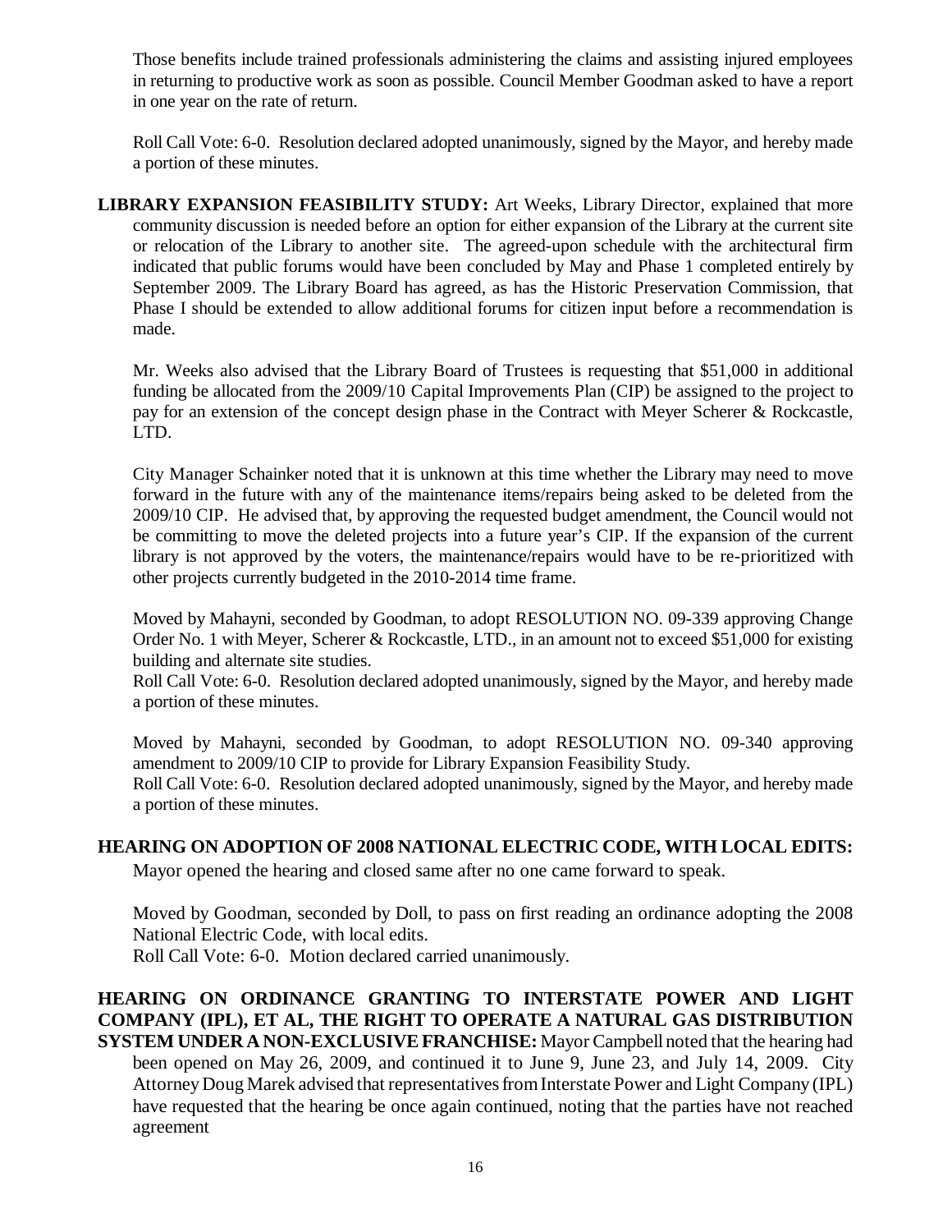Those benefits include trained professionals administering the claims and assisting injured employees in returning to productive work as soon as possible. Council Member Goodman asked to have a report in one year on the rate of return.

Roll Call Vote: 6-0. Resolution declared adopted unanimously, signed by the Mayor, and hereby made a portion of these minutes.

**LIBRARY EXPANSION FEASIBILITY STUDY:** Art Weeks, Library Director, explained that more community discussion is needed before an option for either expansion of the Library at the current site or relocation of the Library to another site. The agreed-upon schedule with the architectural firm indicated that public forums would have been concluded by May and Phase 1 completed entirely by September 2009. The Library Board has agreed, as has the Historic Preservation Commission, that Phase I should be extended to allow additional forums for citizen input before a recommendation is made.

Mr. Weeks also advised that the Library Board of Trustees is requesting that $51,000 in additional funding be allocated from the 2009/10 Capital Improvements Plan (CIP) be assigned to the project to pay for an extension of the concept design phase in the Contract with Meyer Scherer & Rockcastle, LTD.

City Manager Schainker noted that it is unknown at this time whether the Library may need to move forward in the future with any of the maintenance items/repairs being asked to be deleted from the 2009/10 CIP. He advised that, by approving the requested budget amendment, the Council would not be committing to move the deleted projects into a future year's CIP. If the expansion of the current library is not approved by the voters, the maintenance/repairs would have to be re-prioritized with other projects currently budgeted in the 2010-2014 time frame.

Moved by Mahayni, seconded by Goodman, to adopt RESOLUTION NO. 09-339 approving Change Order No. 1 with Meyer, Scherer & Rockcastle, LTD., in an amount not to exceed $51,000 for existing building and alternate site studies.
Roll Call Vote: 6-0. Resolution declared adopted unanimously, signed by the Mayor, and hereby made a portion of these minutes.

Moved by Mahayni, seconded by Goodman, to adopt RESOLUTION NO. 09-340 approving amendment to 2009/10 CIP to provide for Library Expansion Feasibility Study.
Roll Call Vote: 6-0. Resolution declared adopted unanimously, signed by the Mayor, and hereby made a portion of these minutes.

**HEARING ON ADOPTION OF 2008 NATIONAL ELECTRIC CODE, WITH LOCAL EDITS:** Mayor opened the hearing and closed same after no one came forward to speak.

Moved by Goodman, seconded by Doll, to pass on first reading an ordinance adopting the 2008 National Electric Code, with local edits.
Roll Call Vote: 6-0. Motion declared carried unanimously.

**HEARING ON ORDINANCE GRANTING TO INTERSTATE POWER AND LIGHT COMPANY (IPL), ET AL, THE RIGHT TO OPERATE A NATURAL GAS DISTRIBUTION SYSTEM UNDER A NON-EXCLUSIVE FRANCHISE:** Mayor Campbell noted that the hearing had been opened on May 26, 2009, and continued it to June 9, June 23, and July 14, 2009. City Attorney Doug Marek advised that representatives from Interstate Power and Light Company (IPL) have requested that the hearing be once again continued, noting that the parties have not reached agreement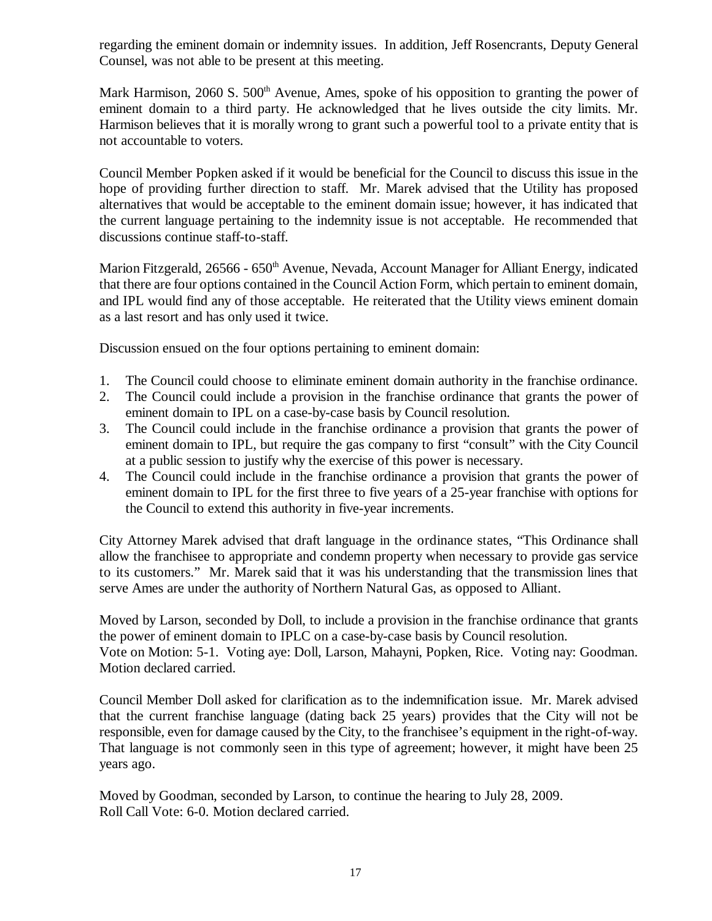regarding the eminent domain or indemnity issues. In addition, Jeff Rosencrants, Deputy General Counsel, was not able to be present at this meeting.

Mark Harmison, 2060 S. 500th Avenue, Ames, spoke of his opposition to granting the power of eminent domain to a third party. He acknowledged that he lives outside the city limits. Mr. Harmison believes that it is morally wrong to grant such a powerful tool to a private entity that is not accountable to voters.

Council Member Popken asked if it would be beneficial for the Council to discuss this issue in the hope of providing further direction to staff. Mr. Marek advised that the Utility has proposed alternatives that would be acceptable to the eminent domain issue; however, it has indicated that the current language pertaining to the indemnity issue is not acceptable. He recommended that discussions continue staff-to-staff.

Marion Fitzgerald, 26566 - 650th Avenue, Nevada, Account Manager for Alliant Energy, indicated that there are four options contained in the Council Action Form, which pertain to eminent domain, and IPL would find any of those acceptable. He reiterated that the Utility views eminent domain as a last resort and has only used it twice.

Discussion ensued on the four options pertaining to eminent domain:

1. The Council could choose to eliminate eminent domain authority in the franchise ordinance.
2. The Council could include a provision in the franchise ordinance that grants the power of eminent domain to IPL on a case-by-case basis by Council resolution.
3. The Council could include in the franchise ordinance a provision that grants the power of eminent domain to IPL, but require the gas company to first "consult" with the City Council at a public session to justify why the exercise of this power is necessary.
4. The Council could include in the franchise ordinance a provision that grants the power of eminent domain to IPL for the first three to five years of a 25-year franchise with options for the Council to extend this authority in five-year increments.

City Attorney Marek advised that draft language in the ordinance states, "This Ordinance shall allow the franchisee to appropriate and condemn property when necessary to provide gas service to its customers." Mr. Marek said that it was his understanding that the transmission lines that serve Ames are under the authority of Northern Natural Gas, as opposed to Alliant.

Moved by Larson, seconded by Doll, to include a provision in the franchise ordinance that grants the power of eminent domain to IPLC on a case-by-case basis by Council resolution.
Vote on Motion: 5-1. Voting aye: Doll, Larson, Mahayni, Popken, Rice. Voting nay: Goodman. Motion declared carried.

Council Member Doll asked for clarification as to the indemnification issue. Mr. Marek advised that the current franchise language (dating back 25 years) provides that the City will not be responsible, even for damage caused by the City, to the franchisee's equipment in the right-of-way. That language is not commonly seen in this type of agreement; however, it might have been 25 years ago.

Moved by Goodman, seconded by Larson, to continue the hearing to July 28, 2009.
Roll Call Vote: 6-0. Motion declared carried.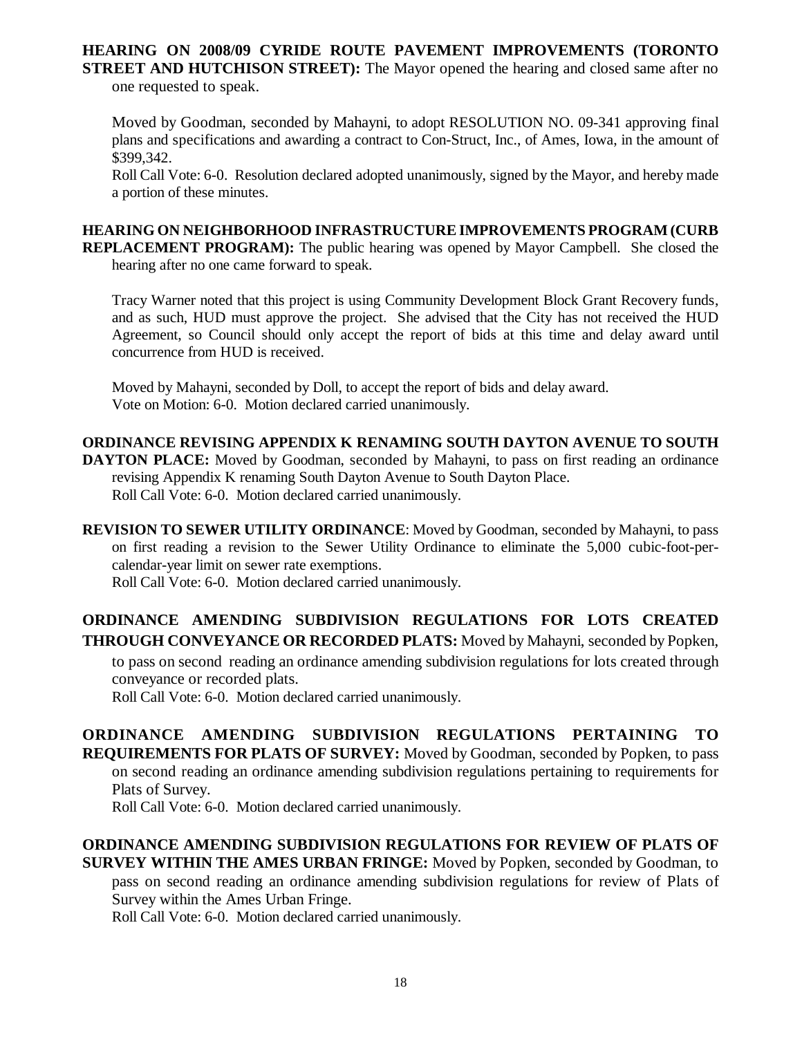**HEARING ON 2008/09 CYRIDE ROUTE PAVEMENT IMPROVEMENTS (TORONTO STREET AND HUTCHISON STREET):** The Mayor opened the hearing and closed same after no one requested to speak.

Moved by Goodman, seconded by Mahayni, to adopt RESOLUTION NO. 09-341 approving final plans and specifications and awarding a contract to Con-Struct, Inc., of Ames, Iowa, in the amount of $399,342.
Roll Call Vote: 6-0. Resolution declared adopted unanimously, signed by the Mayor, and hereby made a portion of these minutes.

**HEARING ON NEIGHBORHOOD INFRASTRUCTURE IMPROVEMENTS PROGRAM (CURB REPLACEMENT PROGRAM):** The public hearing was opened by Mayor Campbell. She closed the hearing after no one came forward to speak.

Tracy Warner noted that this project is using Community Development Block Grant Recovery funds, and as such, HUD must approve the project. She advised that the City has not received the HUD Agreement, so Council should only accept the report of bids at this time and delay award until concurrence from HUD is received.

Moved by Mahayni, seconded by Doll, to accept the report of bids and delay award.
Vote on Motion: 6-0. Motion declared carried unanimously.

**ORDINANCE REVISING APPENDIX K RENAMING SOUTH DAYTON AVENUE TO SOUTH DAYTON PLACE:** Moved by Goodman, seconded by Mahayni, to pass on first reading an ordinance revising Appendix K renaming South Dayton Avenue to South Dayton Place.
Roll Call Vote: 6-0. Motion declared carried unanimously.

**REVISION TO SEWER UTILITY ORDINANCE**: Moved by Goodman, seconded by Mahayni, to pass on first reading a revision to the Sewer Utility Ordinance to eliminate the 5,000 cubic-foot-per-calendar-year limit on sewer rate exemptions.
Roll Call Vote: 6-0. Motion declared carried unanimously.

**ORDINANCE AMENDING SUBDIVISION REGULATIONS FOR LOTS CREATED THROUGH CONVEYANCE OR RECORDED PLATS:** Moved by Mahayni, seconded by Popken, to pass on second reading an ordinance amending subdivision regulations for lots created through conveyance or recorded plats.
Roll Call Vote: 6-0. Motion declared carried unanimously.

**ORDINANCE AMENDING SUBDIVISION REGULATIONS PERTAINING TO REQUIREMENTS FOR PLATS OF SURVEY:** Moved by Goodman, seconded by Popken, to pass on second reading an ordinance amending subdivision regulations pertaining to requirements for Plats of Survey.
Roll Call Vote: 6-0. Motion declared carried unanimously.

**ORDINANCE AMENDING SUBDIVISION REGULATIONS FOR REVIEW OF PLATS OF SURVEY WITHIN THE AMES URBAN FRINGE:** Moved by Popken, seconded by Goodman, to pass on second reading an ordinance amending subdivision regulations for review of Plats of Survey within the Ames Urban Fringe.
Roll Call Vote: 6-0. Motion declared carried unanimously.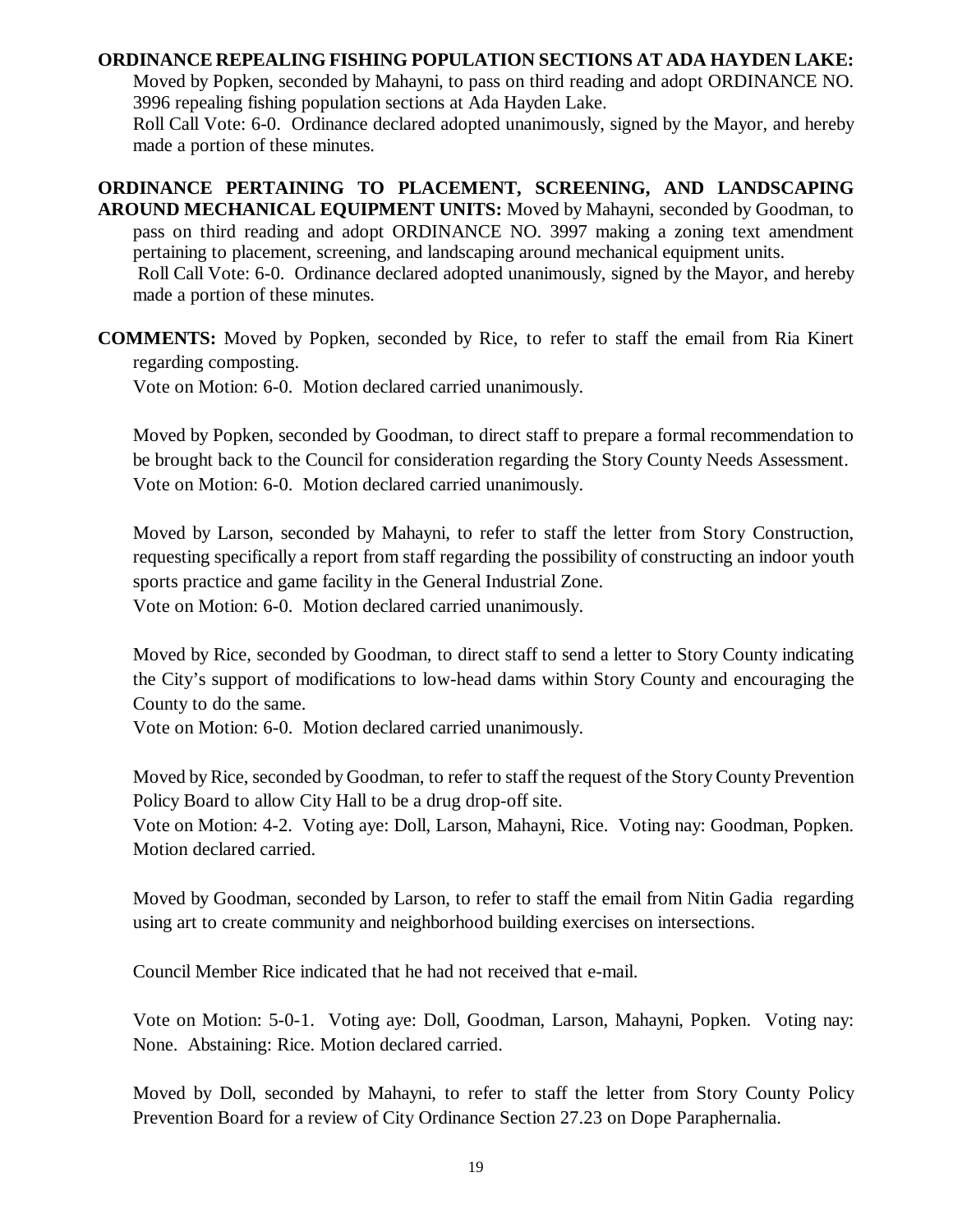**ORDINANCE REPEALING FISHING POPULATION SECTIONS AT ADA HAYDEN LAKE:** Moved by Popken, seconded by Mahayni, to pass on third reading and adopt ORDINANCE NO. 3996 repealing fishing population sections at Ada Hayden Lake.
Roll Call Vote: 6-0. Ordinance declared adopted unanimously, signed by the Mayor, and hereby made a portion of these minutes.

**ORDINANCE PERTAINING TO PLACEMENT, SCREENING, AND LANDSCAPING AROUND MECHANICAL EQUIPMENT UNITS:** Moved by Mahayni, seconded by Goodman, to pass on third reading and adopt ORDINANCE NO. 3997 making a zoning text amendment pertaining to placement, screening, and landscaping around mechanical equipment units.
Roll Call Vote: 6-0. Ordinance declared adopted unanimously, signed by the Mayor, and hereby made a portion of these minutes.

**COMMENTS:** Moved by Popken, seconded by Rice, to refer to staff the email from Ria Kinert regarding composting.
Vote on Motion: 6-0. Motion declared carried unanimously.

Moved by Popken, seconded by Goodman, to direct staff to prepare a formal recommendation to be brought back to the Council for consideration regarding the Story County Needs Assessment.
Vote on Motion: 6-0. Motion declared carried unanimously.

Moved by Larson, seconded by Mahayni, to refer to staff the letter from Story Construction, requesting specifically a report from staff regarding the possibility of constructing an indoor youth sports practice and game facility in the General Industrial Zone.
Vote on Motion: 6-0. Motion declared carried unanimously.

Moved by Rice, seconded by Goodman, to direct staff to send a letter to Story County indicating the City's support of modifications to low-head dams within Story County and encouraging the County to do the same.
Vote on Motion: 6-0. Motion declared carried unanimously.

Moved by Rice, seconded by Goodman, to refer to staff the request of the Story County Prevention Policy Board to allow City Hall to be a drug drop-off site.
Vote on Motion: 4-2. Voting aye: Doll, Larson, Mahayni, Rice. Voting nay: Goodman, Popken. Motion declared carried.

Moved by Goodman, seconded by Larson, to refer to staff the email from Nitin Gadia regarding using art to create community and neighborhood building exercises on intersections.

Council Member Rice indicated that he had not received that e-mail.

Vote on Motion: 5-0-1. Voting aye: Doll, Goodman, Larson, Mahayni, Popken. Voting nay: None. Abstaining: Rice. Motion declared carried.

Moved by Doll, seconded by Mahayni, to refer to staff the letter from Story County Policy Prevention Board for a review of City Ordinance Section 27.23 on Dope Paraphernalia.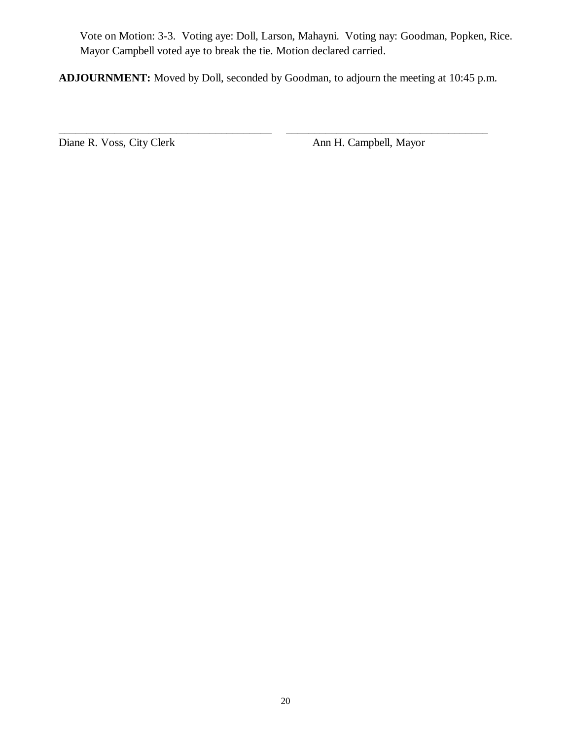Vote on Motion: 3-3. Voting aye: Doll, Larson, Mahayni. Voting nay: Goodman, Popken, Rice. Mayor Campbell voted aye to break the tie. Motion declared carried.

**ADJOURNMENT:** Moved by Doll, seconded by Goodman, to adjourn the meeting at 10:45 p.m.

| | |
|---|---|
| \_\_\_\_\_\_\_\_\_\_\_\_\_\_\_\_\_\_\_\_\_\_\_\_\_\_\_\_\_\_\_\_\_\_\_\_ | \_\_\_\_\_\_\_\_\_\_\_\_\_\_\_\_\_\_\_\_\_\_\_\_\_\_\_\_\_\_\_\_\_\_\_\_ |
| Diane R. Voss, City Clerk | Ann H. Campbell, Mayor |